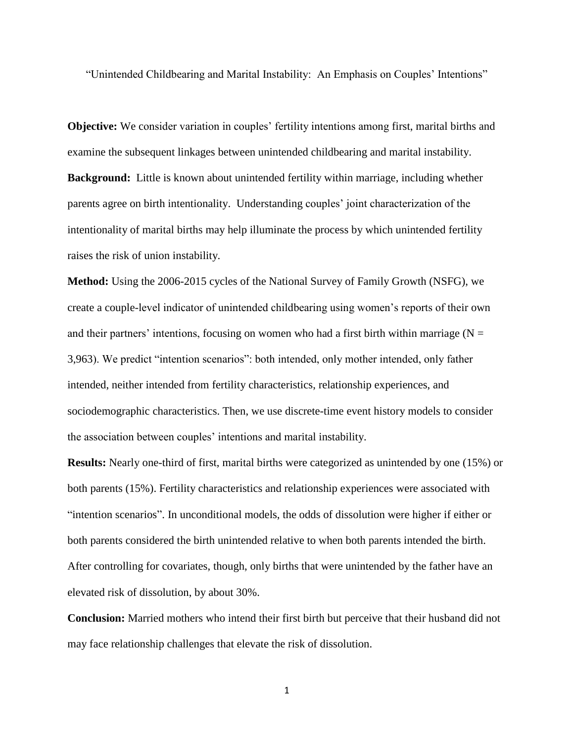# "Unintended Childbearing and Marital Instability: An Emphasis on Couples' Intentions"

**Objective:** We consider variation in couples' fertility intentions among first, marital births and examine the subsequent linkages between unintended childbearing and marital instability.

**Background:** Little is known about unintended fertility within marriage, including whether parents agree on birth intentionality. Understanding couples' joint characterization of the intentionality of marital births may help illuminate the process by which unintended fertility raises the risk of union instability.

**Method:** Using the 2006-2015 cycles of the National Survey of Family Growth (NSFG), we create a couple-level indicator of unintended childbearing using women's reports of their own and their partners' intentions, focusing on women who had a first birth within marriage (N = 3,963). We predict "intention scenarios": both intended, only mother intended, only father intended, neither intended from fertility characteristics, relationship experiences, and sociodemographic characteristics. Then, we use discrete-time event history models to consider the association between couples' intentions and marital instability.

**Results:** Nearly one-third of first, marital births were categorized as unintended by one (15%) or both parents (15%). Fertility characteristics and relationship experiences were associated with "intention scenarios". In unconditional models, the odds of dissolution were higher if either or both parents considered the birth unintended relative to when both parents intended the birth. After controlling for covariates, though, only births that were unintended by the father have an elevated risk of dissolution, by about 30%.

**Conclusion:** Married mothers who intend their first birth but perceive that their husband did not may face relationship challenges that elevate the risk of dissolution.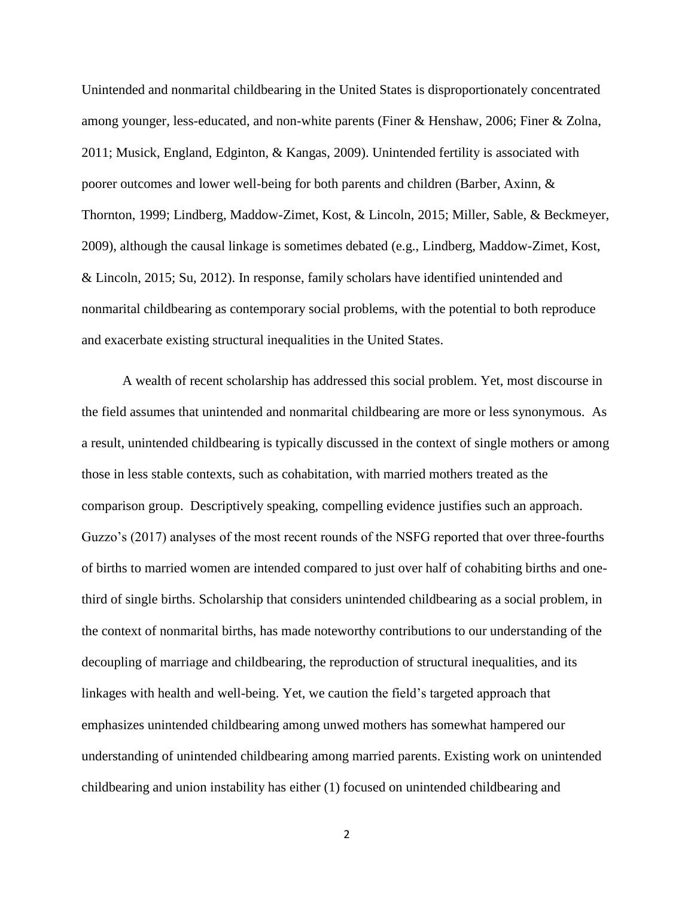Unintended and nonmarital childbearing in the United States is disproportionately concentrated among younger, less-educated, and non-white parents (Finer & Henshaw, 2006; Finer & Zolna, 2011; Musick, England, Edginton, & Kangas, 2009). Unintended fertility is associated with poorer outcomes and lower well-being for both parents and children (Barber, Axinn, & Thornton, 1999; Lindberg, Maddow-Zimet, Kost, & Lincoln, 2015; Miller, Sable, & Beckmeyer, 2009), although the causal linkage is sometimes debated (e.g., Lindberg, Maddow-Zimet, Kost, & Lincoln, 2015; Su, 2012). In response, family scholars have identified unintended and nonmarital childbearing as contemporary social problems, with the potential to both reproduce and exacerbate existing structural inequalities in the United States.

A wealth of recent scholarship has addressed this social problem. Yet, most discourse in the field assumes that unintended and nonmarital childbearing are more or less synonymous. As a result, unintended childbearing is typically discussed in the context of single mothers or among those in less stable contexts, such as cohabitation, with married mothers treated as the comparison group. Descriptively speaking, compelling evidence justifies such an approach. Guzzo's (2017) analyses of the most recent rounds of the NSFG reported that over three-fourths of births to married women are intended compared to just over half of cohabiting births and one-third of single births. Scholarship that considers unintended childbearing as a social problem, in the context of nonmarital births, has made noteworthy contributions to our understanding of the decoupling of marriage and childbearing, the reproduction of structural inequalities, and its linkages with health and well-being. Yet, we caution the field's targeted approach that emphasizes unintended childbearing among unwed mothers has somewhat hampered our understanding of unintended childbearing among married parents. Existing work on unintended childbearing and union instability has either (1) focused on unintended childbearing and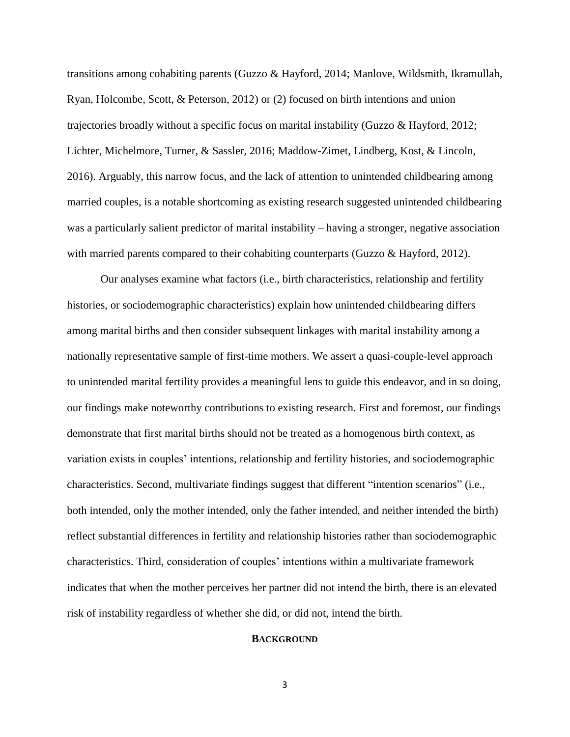transitions among cohabiting parents (Guzzo & Hayford, 2014; Manlove, Wildsmith, Ikramullah, Ryan, Holcombe, Scott, & Peterson, 2012) or (2) focused on birth intentions and union trajectories broadly without a specific focus on marital instability (Guzzo & Hayford, 2012; Lichter, Michelmore, Turner, & Sassler, 2016; Maddow-Zimet, Lindberg, Kost, & Lincoln, 2016). Arguably, this narrow focus, and the lack of attention to unintended childbearing among married couples, is a notable shortcoming as existing research suggested unintended childbearing was a particularly salient predictor of marital instability – having a stronger, negative association with married parents compared to their cohabiting counterparts (Guzzo & Hayford, 2012).

Our analyses examine what factors (i.e., birth characteristics, relationship and fertility histories, or sociodemographic characteristics) explain how unintended childbearing differs among marital births and then consider subsequent linkages with marital instability among a nationally representative sample of first-time mothers. We assert a quasi-couple-level approach to unintended marital fertility provides a meaningful lens to guide this endeavor, and in so doing, our findings make noteworthy contributions to existing research. First and foremost, our findings demonstrate that first marital births should not be treated as a homogenous birth context, as variation exists in couples' intentions, relationship and fertility histories, and sociodemographic characteristics. Second, multivariate findings suggest that different "intention scenarios" (i.e., both intended, only the mother intended, only the father intended, and neither intended the birth) reflect substantial differences in fertility and relationship histories rather than sociodemographic characteristics. Third, consideration of couples' intentions within a multivariate framework indicates that when the mother perceives her partner did not intend the birth, there is an elevated risk of instability regardless of whether she did, or did not, intend the birth.

## BACKGROUND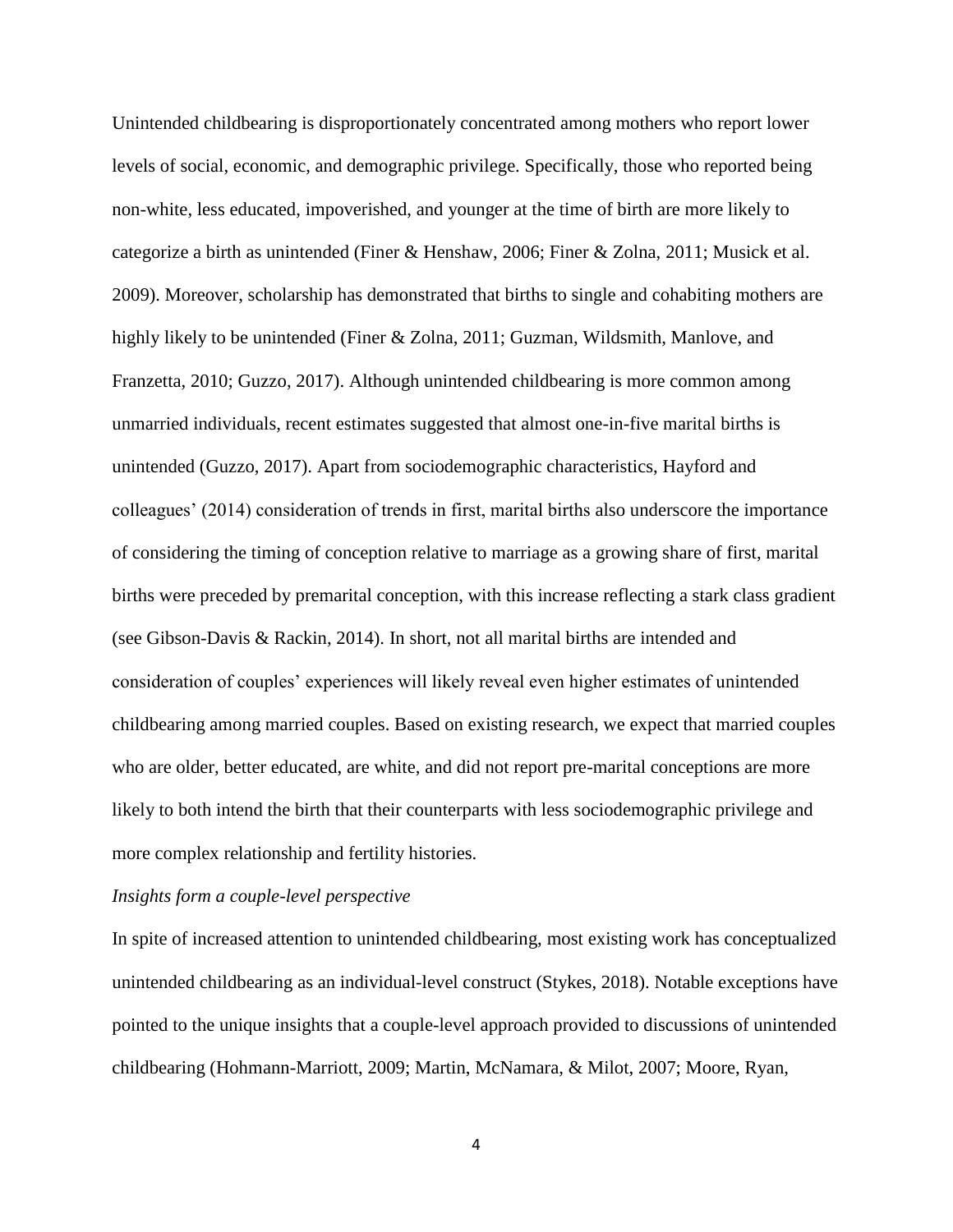Unintended childbearing is disproportionately concentrated among mothers who report lower levels of social, economic, and demographic privilege. Specifically, those who reported being non-white, less educated, impoverished, and younger at the time of birth are more likely to categorize a birth as unintended (Finer & Henshaw, 2006; Finer & Zolna, 2011; Musick et al. 2009). Moreover, scholarship has demonstrated that births to single and cohabiting mothers are highly likely to be unintended (Finer & Zolna, 2011; Guzman, Wildsmith, Manlove, and Franzetta, 2010; Guzzo, 2017). Although unintended childbearing is more common among unmarried individuals, recent estimates suggested that almost one-in-five marital births is unintended (Guzzo, 2017). Apart from sociodemographic characteristics, Hayford and colleagues' (2014) consideration of trends in first, marital births also underscore the importance of considering the timing of conception relative to marriage as a growing share of first, marital births were preceded by premarital conception, with this increase reflecting a stark class gradient (see Gibson-Davis & Rackin, 2014). In short, not all marital births are intended and consideration of couples' experiences will likely reveal even higher estimates of unintended childbearing among married couples. Based on existing research, we expect that married couples who are older, better educated, are white, and did not report pre-marital conceptions are more likely to both intend the birth that their counterparts with less sociodemographic privilege and more complex relationship and fertility histories.

*Insights form a couple-level perspective*

In spite of increased attention to unintended childbearing, most existing work has conceptualized unintended childbearing as an individual-level construct (Stykes, 2018). Notable exceptions have pointed to the unique insights that a couple-level approach provided to discussions of unintended childbearing (Hohmann-Marriott, 2009; Martin, McNamara, & Milot, 2007; Moore, Ryan,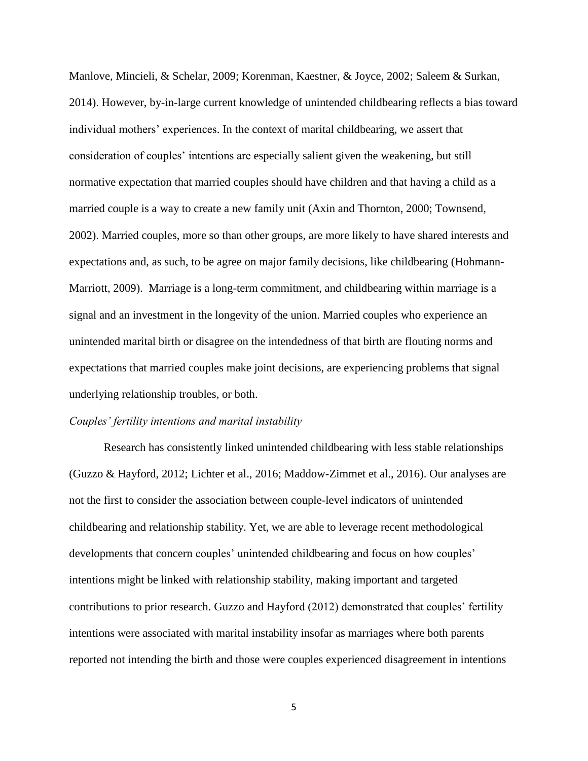Manlove, Mincieli, & Schelar, 2009; Korenman, Kaestner, & Joyce, 2002; Saleem & Surkan, 2014). However, by-in-large current knowledge of unintended childbearing reflects a bias toward individual mothers' experiences. In the context of marital childbearing, we assert that consideration of couples' intentions are especially salient given the weakening, but still normative expectation that married couples should have children and that having a child as a married couple is a way to create a new family unit (Axin and Thornton, 2000; Townsend, 2002). Married couples, more so than other groups, are more likely to have shared interests and expectations and, as such, to be agree on major family decisions, like childbearing (Hohmann-Marriott, 2009). Marriage is a long-term commitment, and childbearing within marriage is a signal and an investment in the longevity of the union. Married couples who experience an unintended marital birth or disagree on the intendedness of that birth are flouting norms and expectations that married couples make joint decisions, are experiencing problems that signal underlying relationship troubles, or both.

*Couples' fertility intentions and marital instability*

Research has consistently linked unintended childbearing with less stable relationships (Guzzo & Hayford, 2012; Lichter et al., 2016; Maddow-Zimmet et al., 2016). Our analyses are not the first to consider the association between couple-level indicators of unintended childbearing and relationship stability. Yet, we are able to leverage recent methodological developments that concern couples' unintended childbearing and focus on how couples' intentions might be linked with relationship stability, making important and targeted contributions to prior research. Guzzo and Hayford (2012) demonstrated that couples' fertility intentions were associated with marital instability insofar as marriages where both parents reported not intending the birth and those were couples experienced disagreement in intentions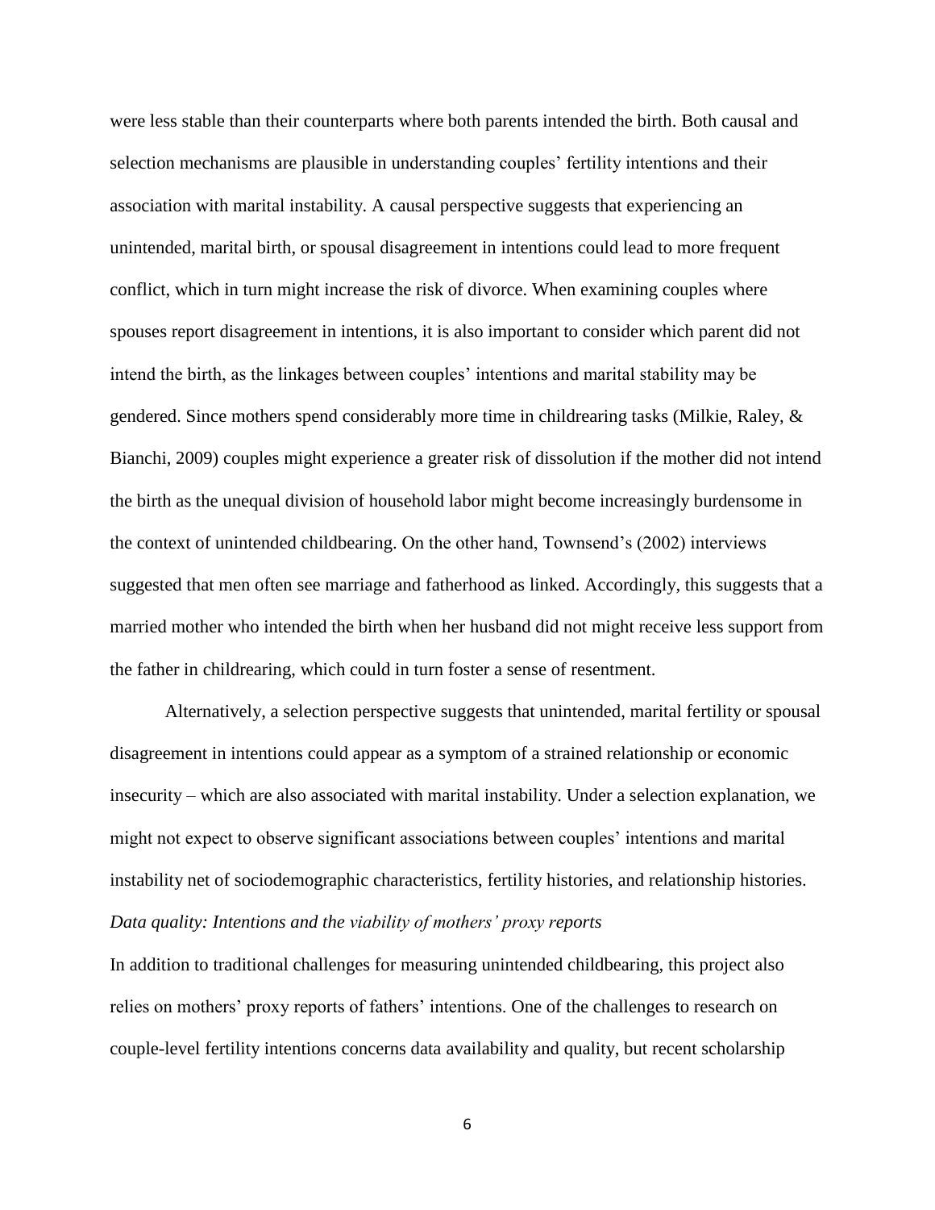were less stable than their counterparts where both parents intended the birth. Both causal and selection mechanisms are plausible in understanding couples' fertility intentions and their association with marital instability. A causal perspective suggests that experiencing an unintended, marital birth, or spousal disagreement in intentions could lead to more frequent conflict, which in turn might increase the risk of divorce. When examining couples where spouses report disagreement in intentions, it is also important to consider which parent did not intend the birth, as the linkages between couples' intentions and marital stability may be gendered. Since mothers spend considerably more time in childrearing tasks (Milkie, Raley, & Bianchi, 2009) couples might experience a greater risk of dissolution if the mother did not intend the birth as the unequal division of household labor might become increasingly burdensome in the context of unintended childbearing. On the other hand, Townsend's (2002) interviews suggested that men often see marriage and fatherhood as linked. Accordingly, this suggests that a married mother who intended the birth when her husband did not might receive less support from the father in childrearing, which could in turn foster a sense of resentment.

Alternatively, a selection perspective suggests that unintended, marital fertility or spousal disagreement in intentions could appear as a symptom of a strained relationship or economic insecurity – which are also associated with marital instability. Under a selection explanation, we might not expect to observe significant associations between couples' intentions and marital instability net of sociodemographic characteristics, fertility histories, and relationship histories.

*Data quality: Intentions and the viability of mothers' proxy reports*

In addition to traditional challenges for measuring unintended childbearing, this project also relies on mothers' proxy reports of fathers' intentions. One of the challenges to research on couple-level fertility intentions concerns data availability and quality, but recent scholarship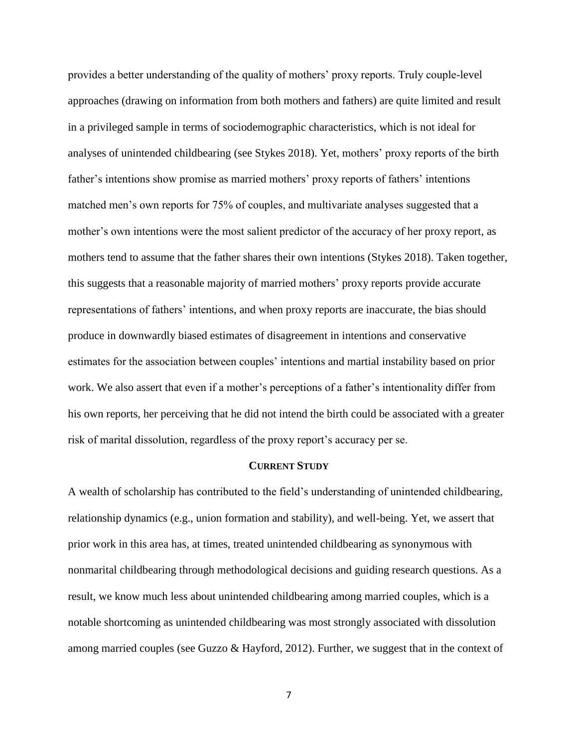provides a better understanding of the quality of mothers' proxy reports. Truly couple-level approaches (drawing on information from both mothers and fathers) are quite limited and result in a privileged sample in terms of sociodemographic characteristics, which is not ideal for analyses of unintended childbearing (see Stykes 2018). Yet, mothers' proxy reports of the birth father's intentions show promise as married mothers' proxy reports of fathers' intentions matched men's own reports for 75% of couples, and multivariate analyses suggested that a mother's own intentions were the most salient predictor of the accuracy of her proxy report, as mothers tend to assume that the father shares their own intentions (Stykes 2018). Taken together, this suggests that a reasonable majority of married mothers' proxy reports provide accurate representations of fathers' intentions, and when proxy reports are inaccurate, the bias should produce in downwardly biased estimates of disagreement in intentions and conservative estimates for the association between couples' intentions and martial instability based on prior work. We also assert that even if a mother's perceptions of a father's intentionality differ from his own reports, her perceiving that he did not intend the birth could be associated with a greater risk of marital dissolution, regardless of the proxy report's accuracy per se.

## CURRENT STUDY

A wealth of scholarship has contributed to the field's understanding of unintended childbearing, relationship dynamics (e.g., union formation and stability), and well-being. Yet, we assert that prior work in this area has, at times, treated unintended childbearing as synonymous with nonmarital childbearing through methodological decisions and guiding research questions. As a result, we know much less about unintended childbearing among married couples, which is a notable shortcoming as unintended childbearing was most strongly associated with dissolution among married couples (see Guzzo & Hayford, 2012). Further, we suggest that in the context of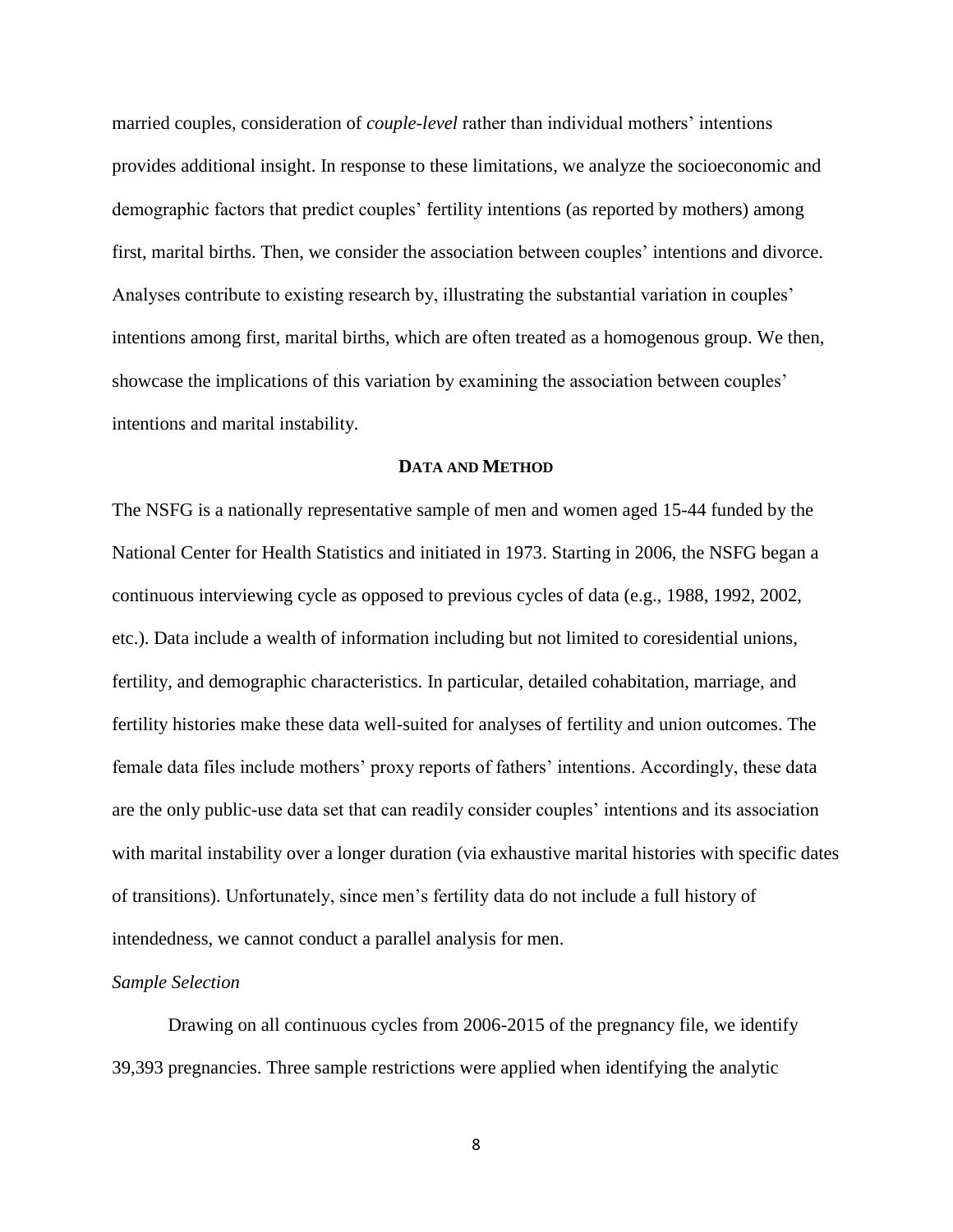married couples, consideration of *couple-level* rather than individual mothers' intentions provides additional insight. In response to these limitations, we analyze the socioeconomic and demographic factors that predict couples' fertility intentions (as reported by mothers) among first, marital births. Then, we consider the association between couples' intentions and divorce. Analyses contribute to existing research by, illustrating the substantial variation in couples' intentions among first, marital births, which are often treated as a homogenous group. We then, showcase the implications of this variation by examining the association between couples' intentions and marital instability.

## DATA AND METHOD

The NSFG is a nationally representative sample of men and women aged 15-44 funded by the National Center for Health Statistics and initiated in 1973. Starting in 2006, the NSFG began a continuous interviewing cycle as opposed to previous cycles of data (e.g., 1988, 1992, 2002, etc.). Data include a wealth of information including but not limited to coresidential unions, fertility, and demographic characteristics. In particular, detailed cohabitation, marriage, and fertility histories make these data well-suited for analyses of fertility and union outcomes. The female data files include mothers' proxy reports of fathers' intentions. Accordingly, these data are the only public-use data set that can readily consider couples' intentions and its association with marital instability over a longer duration (via exhaustive marital histories with specific dates of transitions). Unfortunately, since men's fertility data do not include a full history of intendedness, we cannot conduct a parallel analysis for men.

### *Sample Selection*

Drawing on all continuous cycles from 2006-2015 of the pregnancy file, we identify 39,393 pregnancies. Three sample restrictions were applied when identifying the analytic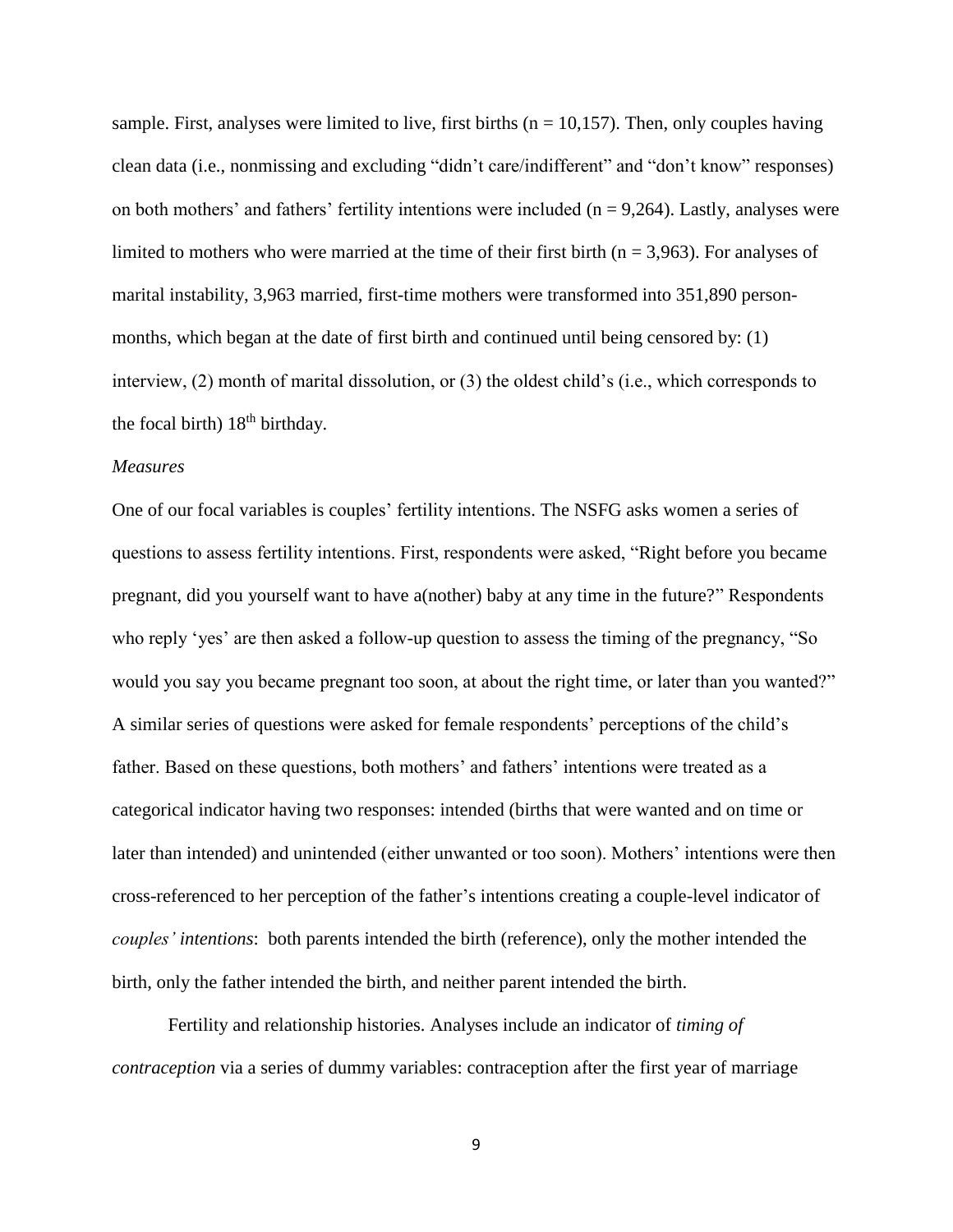sample. First, analyses were limited to live, first births (n = 10,157). Then, only couples having clean data (i.e., nonmissing and excluding "didn't care/indifferent" and "don't know" responses) on both mothers' and fathers' fertility intentions were included (n = 9,264). Lastly, analyses were limited to mothers who were married at the time of their first birth (n = 3,963). For analyses of marital instability, 3,963 married, first-time mothers were transformed into 351,890 person-months, which began at the date of first birth and continued until being censored by: (1) interview, (2) month of marital dissolution, or (3) the oldest child's (i.e., which corresponds to the focal birth) 18th birthday.

*Measures*

One of our focal variables is couples' fertility intentions. The NSFG asks women a series of questions to assess fertility intentions. First, respondents were asked, "Right before you became pregnant, did you yourself want to have a(nother) baby at any time in the future?" Respondents who reply 'yes' are then asked a follow-up question to assess the timing of the pregnancy, "So would you say you became pregnant too soon, at about the right time, or later than you wanted?" A similar series of questions were asked for female respondents' perceptions of the child's father. Based on these questions, both mothers' and fathers' intentions were treated as a categorical indicator having two responses: intended (births that were wanted and on time or later than intended) and unintended (either unwanted or too soon). Mothers' intentions were then cross-referenced to her perception of the father's intentions creating a couple-level indicator of *couples' intentions*: both parents intended the birth (reference), only the mother intended the birth, only the father intended the birth, and neither parent intended the birth.

Fertility and relationship histories. Analyses include an indicator of *timing of contraception* via a series of dummy variables: contraception after the first year of marriage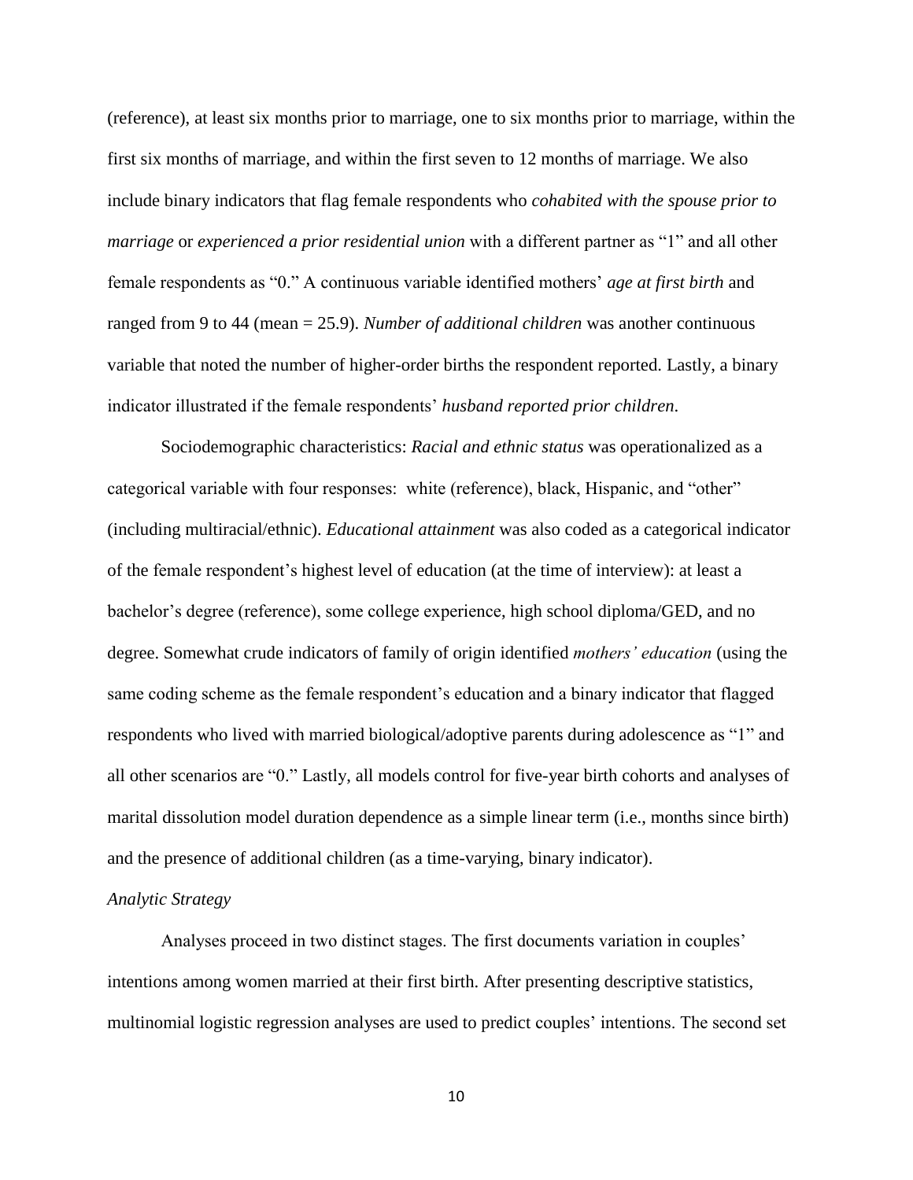(reference), at least six months prior to marriage, one to six months prior to marriage, within the first six months of marriage, and within the first seven to 12 months of marriage. We also include binary indicators that flag female respondents who *cohabited with the spouse prior to marriage* or *experienced a prior residential union* with a different partner as "1" and all other female respondents as "0." A continuous variable identified mothers' *age at first birth* and ranged from 9 to 44 (mean = 25.9). *Number of additional children* was another continuous variable that noted the number of higher-order births the respondent reported. Lastly, a binary indicator illustrated if the female respondents' *husband reported prior children*.

Sociodemographic characteristics: *Racial and ethnic status* was operationalized as a categorical variable with four responses: white (reference), black, Hispanic, and "other" (including multiracial/ethnic). *Educational attainment* was also coded as a categorical indicator of the female respondent's highest level of education (at the time of interview): at least a bachelor's degree (reference), some college experience, high school diploma/GED, and no degree. Somewhat crude indicators of family of origin identified *mothers' education* (using the same coding scheme as the female respondent's education and a binary indicator that flagged respondents who lived with married biological/adoptive parents during adolescence as "1" and all other scenarios are "0." Lastly, all models control for five-year birth cohorts and analyses of marital dissolution model duration dependence as a simple linear term (i.e., months since birth) and the presence of additional children (as a time-varying, binary indicator).

### *Analytic Strategy*

Analyses proceed in two distinct stages. The first documents variation in couples' intentions among women married at their first birth. After presenting descriptive statistics, multinomial logistic regression analyses are used to predict couples' intentions. The second set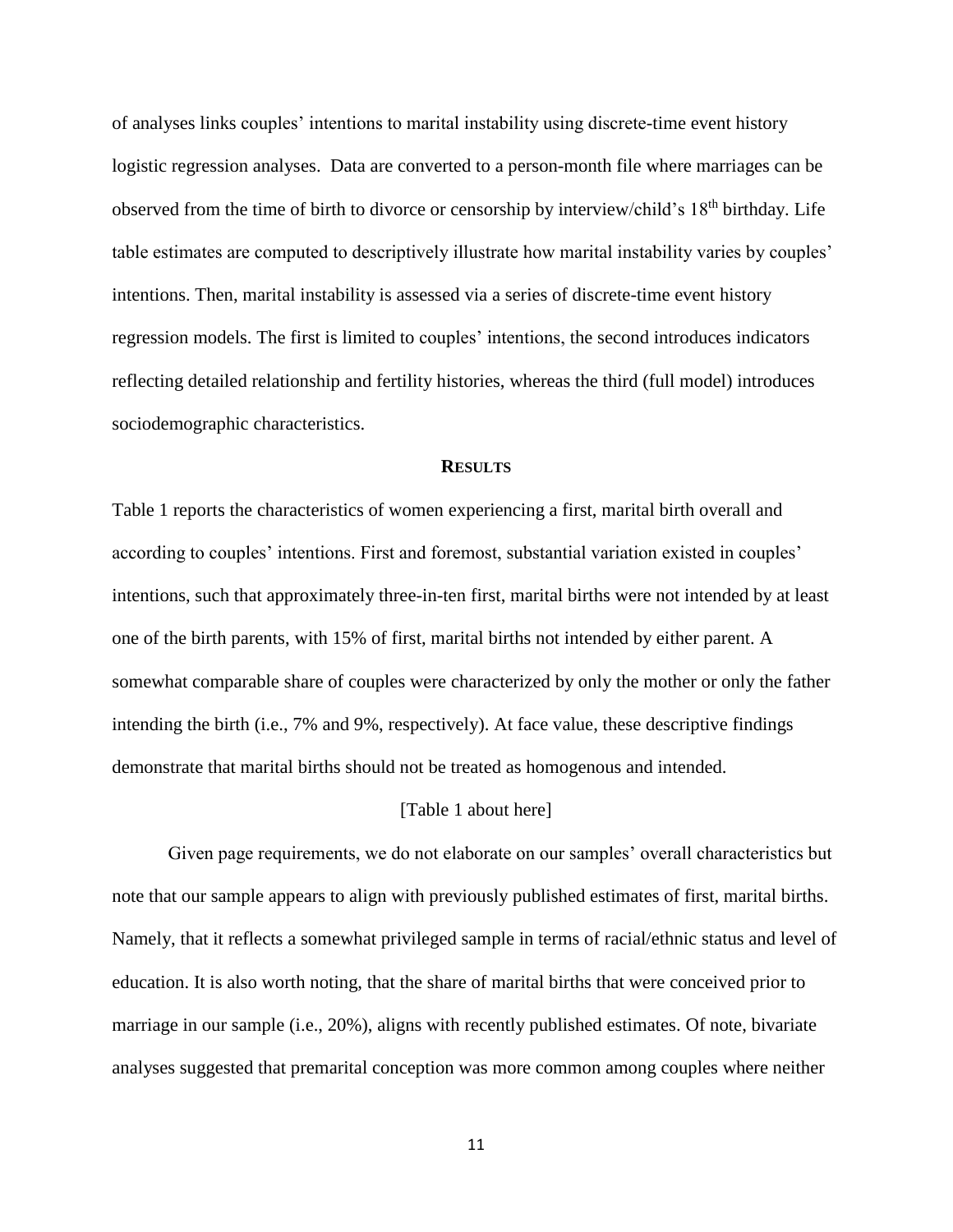of analyses links couples' intentions to marital instability using discrete-time event history logistic regression analyses. Data are converted to a person-month file where marriages can be observed from the time of birth to divorce or censorship by interview/child's 18th birthday. Life table estimates are computed to descriptively illustrate how marital instability varies by couples' intentions. Then, marital instability is assessed via a series of discrete-time event history regression models. The first is limited to couples' intentions, the second introduces indicators reflecting detailed relationship and fertility histories, whereas the third (full model) introduces sociodemographic characteristics.

## RESULTS

Table 1 reports the characteristics of women experiencing a first, marital birth overall and according to couples' intentions. First and foremost, substantial variation existed in couples' intentions, such that approximately three-in-ten first, marital births were not intended by at least one of the birth parents, with 15% of first, marital births not intended by either parent. A somewhat comparable share of couples were characterized by only the mother or only the father intending the birth (i.e., 7% and 9%, respectively). At face value, these descriptive findings demonstrate that marital births should not be treated as homogenous and intended.

[Table 1 about here]

Given page requirements, we do not elaborate on our samples' overall characteristics but note that our sample appears to align with previously published estimates of first, marital births. Namely, that it reflects a somewhat privileged sample in terms of racial/ethnic status and level of education. It is also worth noting, that the share of marital births that were conceived prior to marriage in our sample (i.e., 20%), aligns with recently published estimates. Of note, bivariate analyses suggested that premarital conception was more common among couples where neither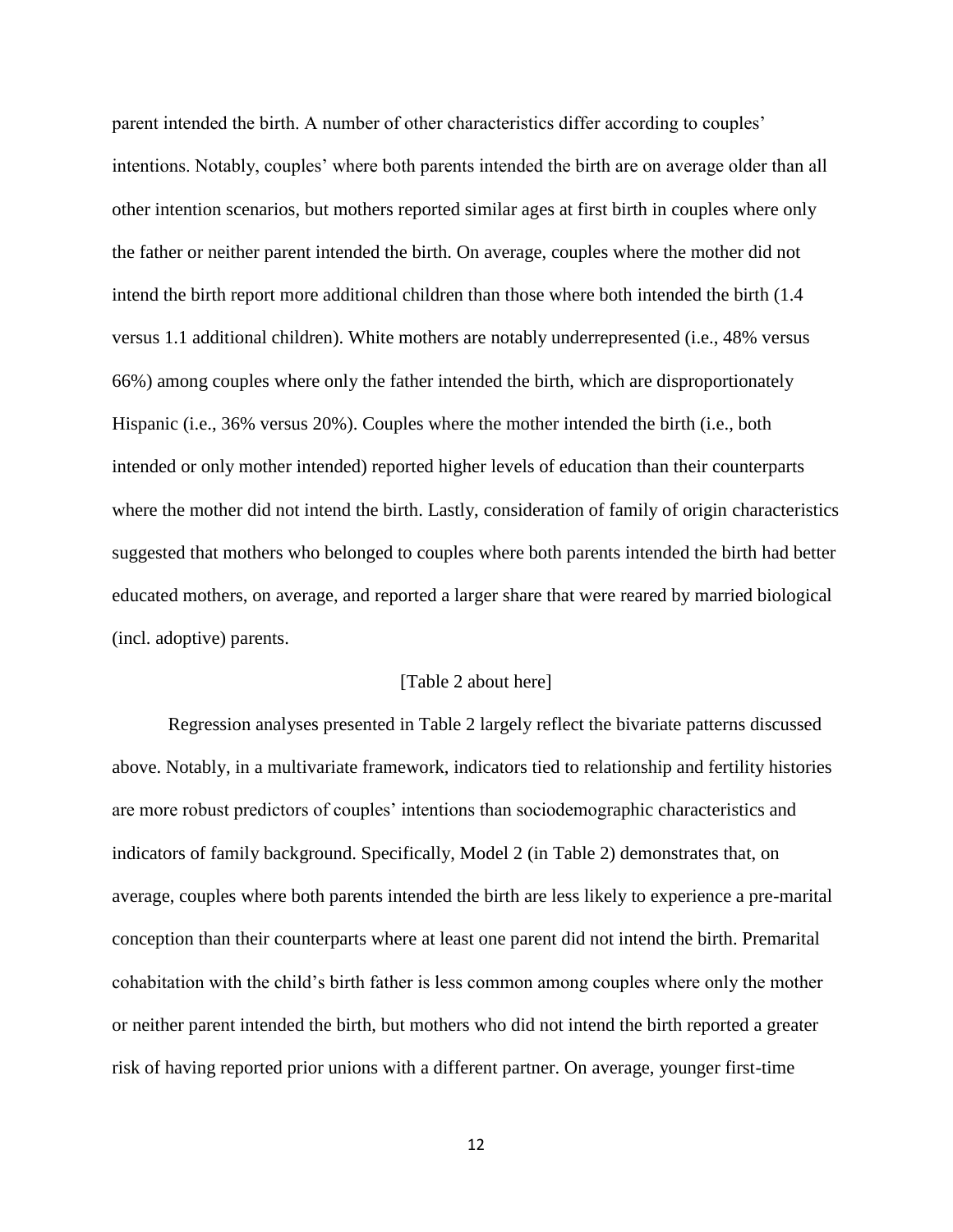parent intended the birth. A number of other characteristics differ according to couples' intentions. Notably, couples' where both parents intended the birth are on average older than all other intention scenarios, but mothers reported similar ages at first birth in couples where only the father or neither parent intended the birth. On average, couples where the mother did not intend the birth report more additional children than those where both intended the birth (1.4 versus 1.1 additional children). White mothers are notably underrepresented (i.e., 48% versus 66%) among couples where only the father intended the birth, which are disproportionately Hispanic (i.e., 36% versus 20%). Couples where the mother intended the birth (i.e., both intended or only mother intended) reported higher levels of education than their counterparts where the mother did not intend the birth. Lastly, consideration of family of origin characteristics suggested that mothers who belonged to couples where both parents intended the birth had better educated mothers, on average, and reported a larger share that were reared by married biological (incl. adoptive) parents.

[Table 2 about here]

Regression analyses presented in Table 2 largely reflect the bivariate patterns discussed above. Notably, in a multivariate framework, indicators tied to relationship and fertility histories are more robust predictors of couples' intentions than sociodemographic characteristics and indicators of family background. Specifically, Model 2 (in Table 2) demonstrates that, on average, couples where both parents intended the birth are less likely to experience a pre-marital conception than their counterparts where at least one parent did not intend the birth. Premarital cohabitation with the child's birth father is less common among couples where only the mother or neither parent intended the birth, but mothers who did not intend the birth reported a greater risk of having reported prior unions with a different partner. On average, younger first-time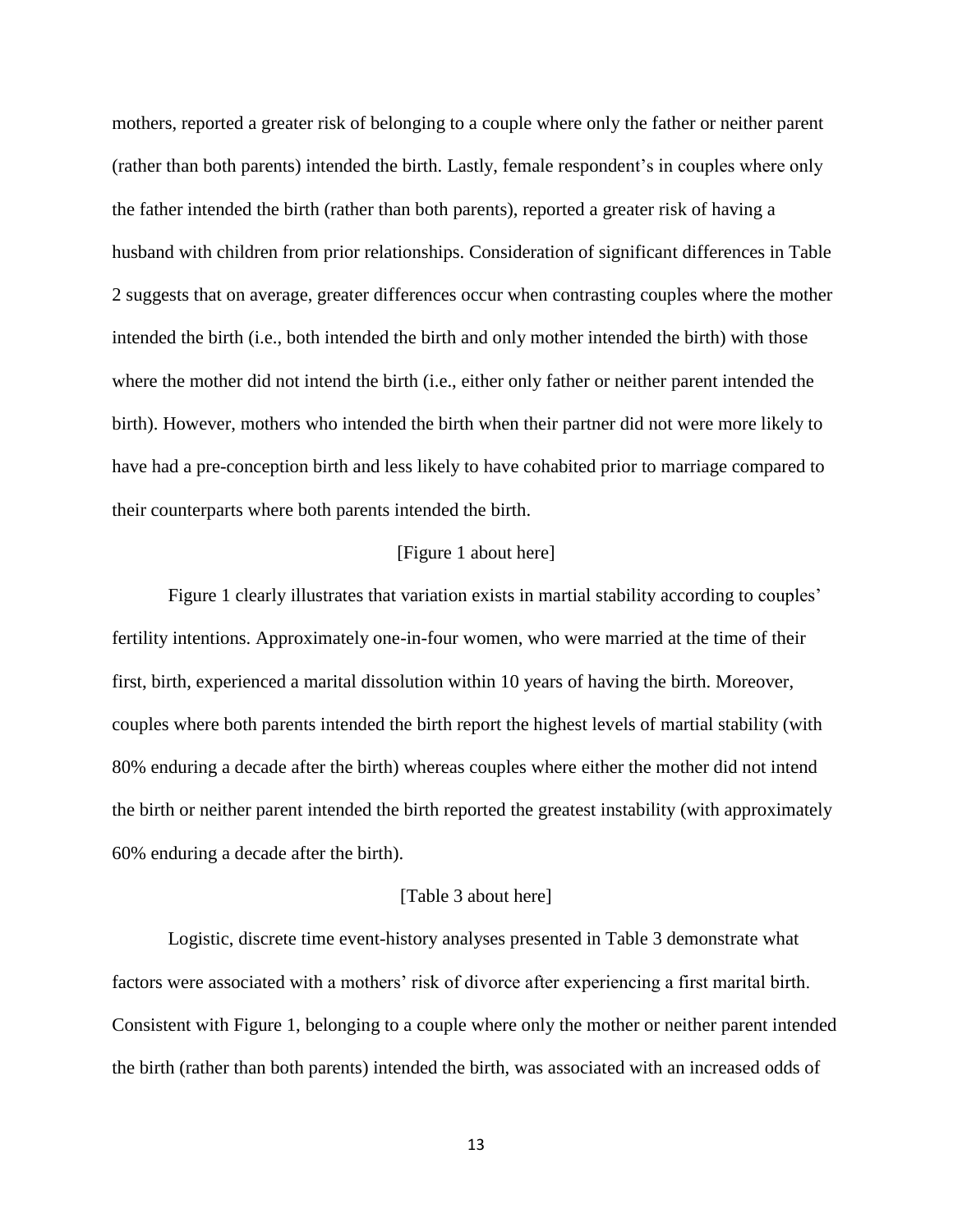mothers, reported a greater risk of belonging to a couple where only the father or neither parent (rather than both parents) intended the birth. Lastly, female respondent's in couples where only the father intended the birth (rather than both parents), reported a greater risk of having a husband with children from prior relationships. Consideration of significant differences in Table 2 suggests that on average, greater differences occur when contrasting couples where the mother intended the birth (i.e., both intended the birth and only mother intended the birth) with those where the mother did not intend the birth (i.e., either only father or neither parent intended the birth). However, mothers who intended the birth when their partner did not were more likely to have had a pre-conception birth and less likely to have cohabited prior to marriage compared to their counterparts where both parents intended the birth.

[Figure 1 about here]

Figure 1 clearly illustrates that variation exists in martial stability according to couples' fertility intentions. Approximately one-in-four women, who were married at the time of their first, birth, experienced a marital dissolution within 10 years of having the birth. Moreover, couples where both parents intended the birth report the highest levels of martial stability (with 80% enduring a decade after the birth) whereas couples where either the mother did not intend the birth or neither parent intended the birth reported the greatest instability (with approximately 60% enduring a decade after the birth).

[Table 3 about here]

Logistic, discrete time event-history analyses presented in Table 3 demonstrate what factors were associated with a mothers' risk of divorce after experiencing a first marital birth. Consistent with Figure 1, belonging to a couple where only the mother or neither parent intended the birth (rather than both parents) intended the birth, was associated with an increased odds of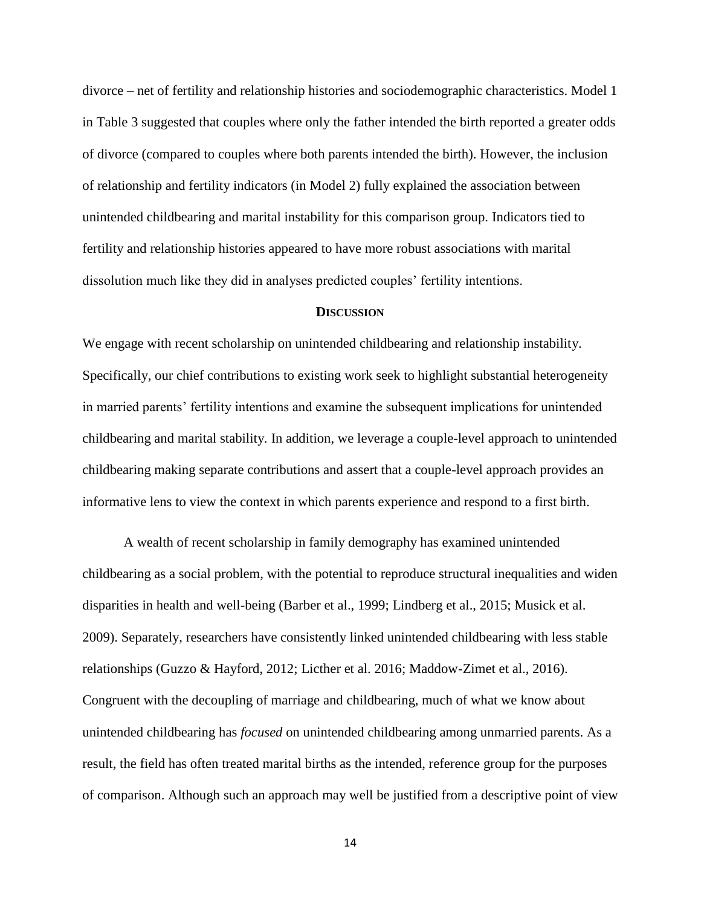divorce – net of fertility and relationship histories and sociodemographic characteristics. Model 1 in Table 3 suggested that couples where only the father intended the birth reported a greater odds of divorce (compared to couples where both parents intended the birth). However, the inclusion of relationship and fertility indicators (in Model 2) fully explained the association between unintended childbearing and marital instability for this comparison group. Indicators tied to fertility and relationship histories appeared to have more robust associations with marital dissolution much like they did in analyses predicted couples' fertility intentions.

## DISCUSSION

We engage with recent scholarship on unintended childbearing and relationship instability. Specifically, our chief contributions to existing work seek to highlight substantial heterogeneity in married parents' fertility intentions and examine the subsequent implications for unintended childbearing and marital stability. In addition, we leverage a couple-level approach to unintended childbearing making separate contributions and assert that a couple-level approach provides an informative lens to view the context in which parents experience and respond to a first birth.

A wealth of recent scholarship in family demography has examined unintended childbearing as a social problem, with the potential to reproduce structural inequalities and widen disparities in health and well-being (Barber et al., 1999; Lindberg et al., 2015; Musick et al. 2009). Separately, researchers have consistently linked unintended childbearing with less stable relationships (Guzzo & Hayford, 2012; Licther et al. 2016; Maddow-Zimet et al., 2016). Congruent with the decoupling of marriage and childbearing, much of what we know about unintended childbearing has *focused* on unintended childbearing among unmarried parents. As a result, the field has often treated marital births as the intended, reference group for the purposes of comparison. Although such an approach may well be justified from a descriptive point of view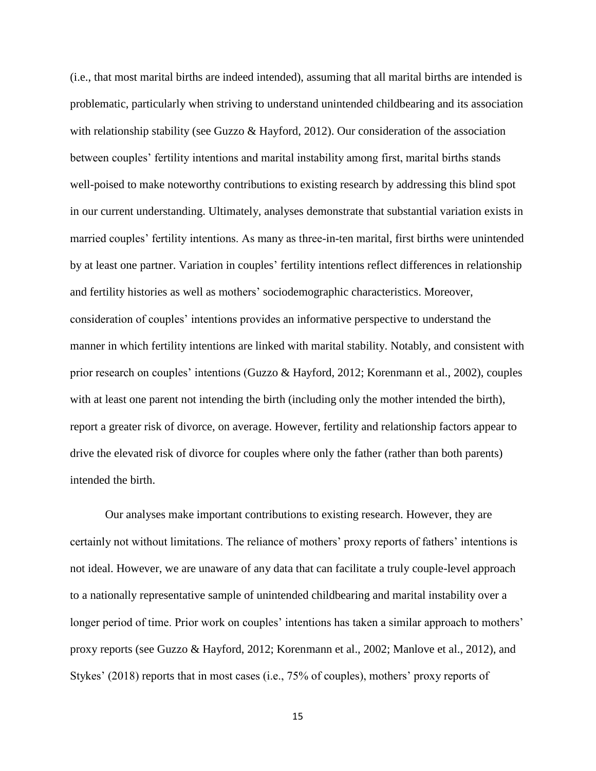(i.e., that most marital births are indeed intended), assuming that all marital births are intended is problematic, particularly when striving to understand unintended childbearing and its association with relationship stability (see Guzzo & Hayford, 2012). Our consideration of the association between couples' fertility intentions and marital instability among first, marital births stands well-poised to make noteworthy contributions to existing research by addressing this blind spot in our current understanding. Ultimately, analyses demonstrate that substantial variation exists in married couples' fertility intentions. As many as three-in-ten marital, first births were unintended by at least one partner. Variation in couples' fertility intentions reflect differences in relationship and fertility histories as well as mothers' sociodemographic characteristics. Moreover, consideration of couples' intentions provides an informative perspective to understand the manner in which fertility intentions are linked with marital stability. Notably, and consistent with prior research on couples' intentions (Guzzo & Hayford, 2012; Korenmann et al., 2002), couples with at least one parent not intending the birth (including only the mother intended the birth), report a greater risk of divorce, on average. However, fertility and relationship factors appear to drive the elevated risk of divorce for couples where only the father (rather than both parents) intended the birth.

Our analyses make important contributions to existing research. However, they are certainly not without limitations. The reliance of mothers' proxy reports of fathers' intentions is not ideal. However, we are unaware of any data that can facilitate a truly couple-level approach to a nationally representative sample of unintended childbearing and marital instability over a longer period of time. Prior work on couples' intentions has taken a similar approach to mothers' proxy reports (see Guzzo & Hayford, 2012; Korenmann et al., 2002; Manlove et al., 2012), and Stykes' (2018) reports that in most cases (i.e., 75% of couples), mothers' proxy reports of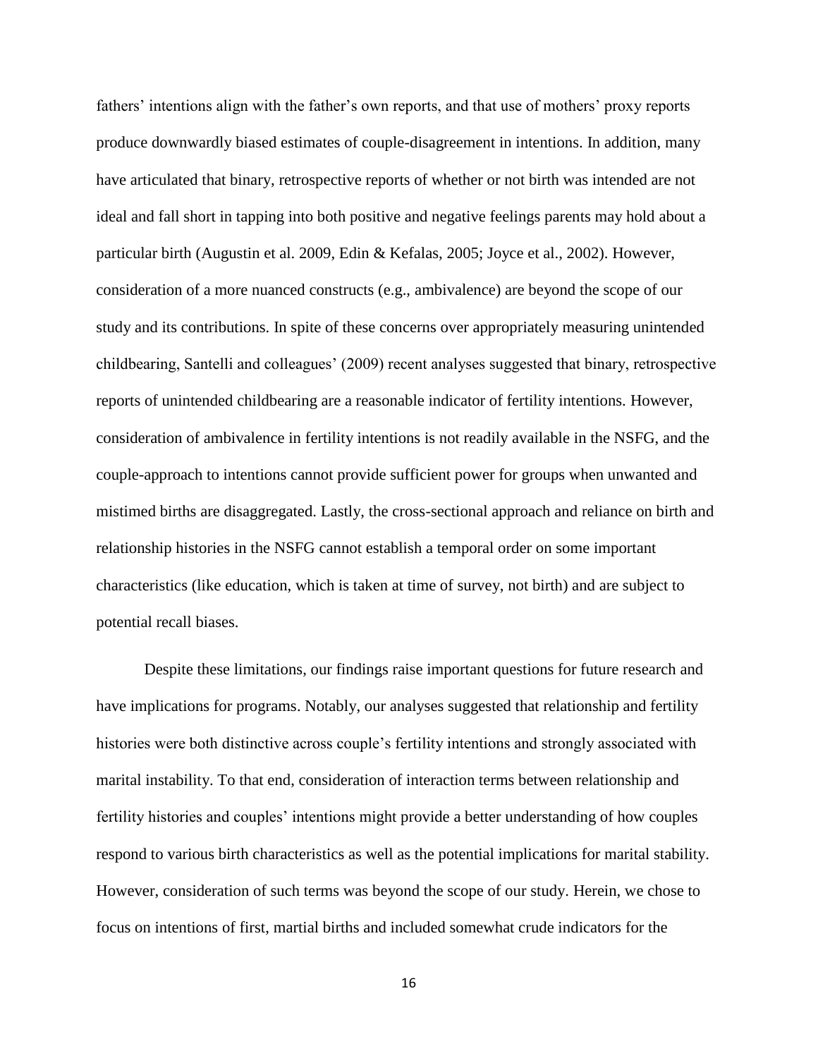fathers' intentions align with the father's own reports, and that use of mothers' proxy reports produce downwardly biased estimates of couple-disagreement in intentions. In addition, many have articulated that binary, retrospective reports of whether or not birth was intended are not ideal and fall short in tapping into both positive and negative feelings parents may hold about a particular birth (Augustin et al. 2009, Edin & Kefalas, 2005; Joyce et al., 2002). However, consideration of a more nuanced constructs (e.g., ambivalence) are beyond the scope of our study and its contributions. In spite of these concerns over appropriately measuring unintended childbearing, Santelli and colleagues' (2009) recent analyses suggested that binary, retrospective reports of unintended childbearing are a reasonable indicator of fertility intentions. However, consideration of ambivalence in fertility intentions is not readily available in the NSFG, and the couple-approach to intentions cannot provide sufficient power for groups when unwanted and mistimed births are disaggregated. Lastly, the cross-sectional approach and reliance on birth and relationship histories in the NSFG cannot establish a temporal order on some important characteristics (like education, which is taken at time of survey, not birth) and are subject to potential recall biases.

Despite these limitations, our findings raise important questions for future research and have implications for programs. Notably, our analyses suggested that relationship and fertility histories were both distinctive across couple's fertility intentions and strongly associated with marital instability. To that end, consideration of interaction terms between relationship and fertility histories and couples' intentions might provide a better understanding of how couples respond to various birth characteristics as well as the potential implications for marital stability. However, consideration of such terms was beyond the scope of our study. Herein, we chose to focus on intentions of first, martial births and included somewhat crude indicators for the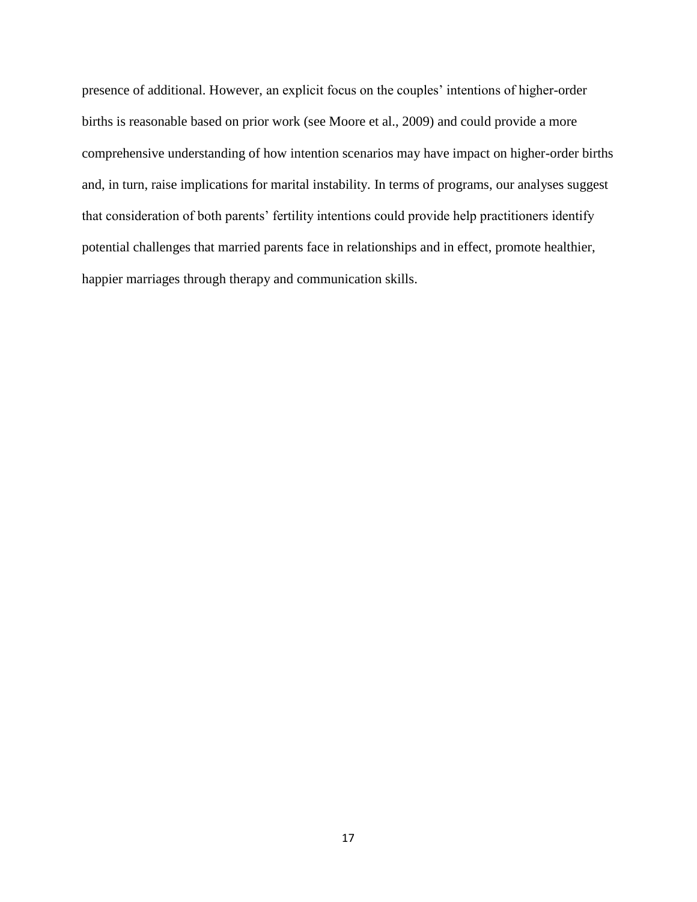presence of additional. However, an explicit focus on the couples' intentions of higher-order births is reasonable based on prior work (see Moore et al., 2009) and could provide a more comprehensive understanding of how intention scenarios may have impact on higher-order births and, in turn, raise implications for marital instability. In terms of programs, our analyses suggest that consideration of both parents' fertility intentions could provide help practitioners identify potential challenges that married parents face in relationships and in effect, promote healthier, happier marriages through therapy and communication skills.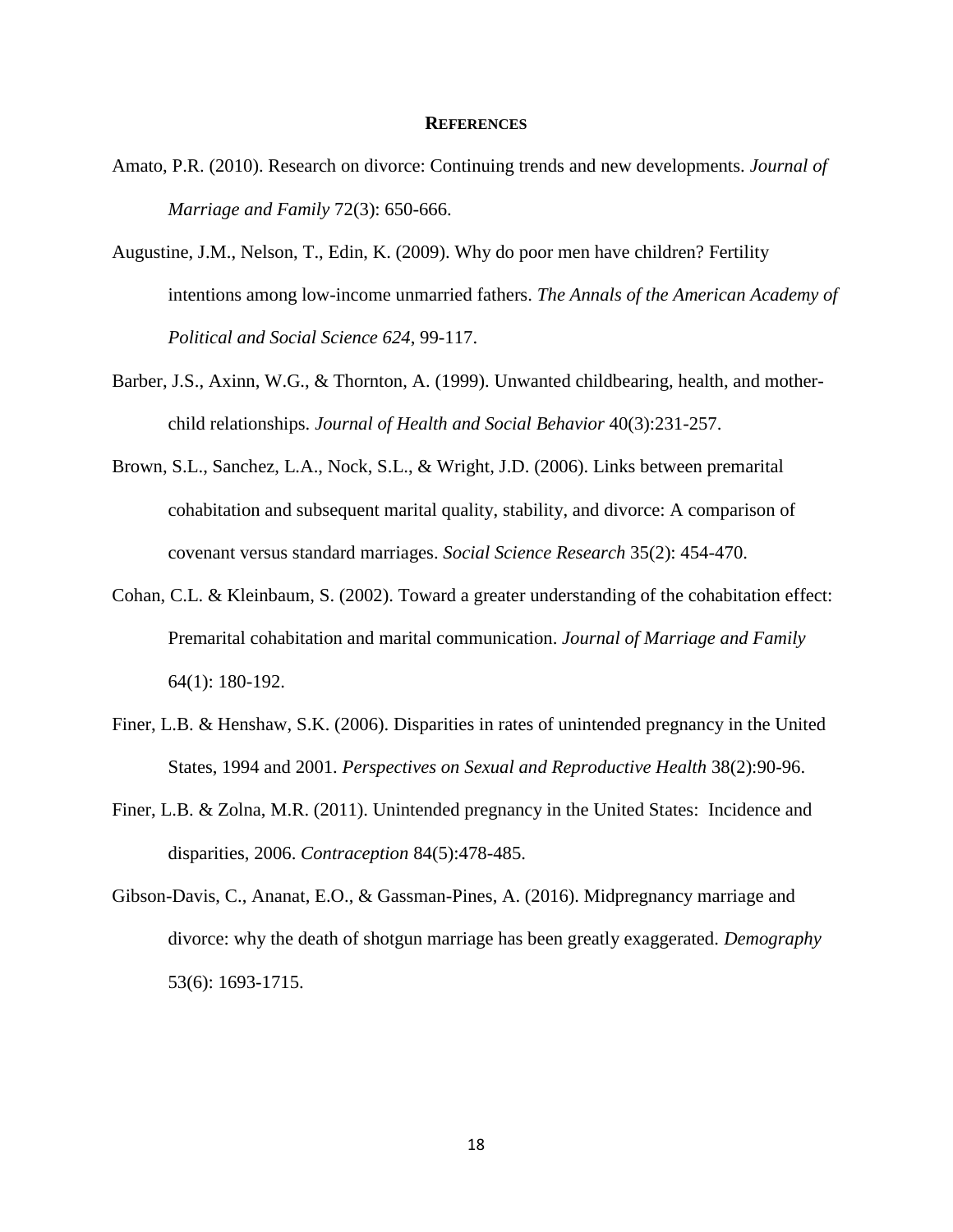## REFERENCES

Amato, P.R. (2010). Research on divorce: Continuing trends and new developments. *Journal of Marriage and Family* 72(3): 650-666.

Augustine, J.M., Nelson, T., Edin, K. (2009). Why do poor men have children? Fertility intentions among low-income unmarried fathers. *The Annals of the American Academy of Political and Social Science 624*, 99-117.

Barber, J.S., Axinn, W.G., & Thornton, A. (1999). Unwanted childbearing, health, and mother-child relationships. *Journal of Health and Social Behavior* 40(3):231-257.

Brown, S.L., Sanchez, L.A., Nock, S.L., & Wright, J.D. (2006). Links between premarital cohabitation and subsequent marital quality, stability, and divorce: A comparison of covenant versus standard marriages. *Social Science Research* 35(2): 454-470.

Cohan, C.L. & Kleinbaum, S. (2002). Toward a greater understanding of the cohabitation effect: Premarital cohabitation and marital communication. *Journal of Marriage and Family* 64(1): 180-192.

Finer, L.B. & Henshaw, S.K. (2006). Disparities in rates of unintended pregnancy in the United States, 1994 and 2001. *Perspectives on Sexual and Reproductive Health* 38(2):90-96.

Finer, L.B. & Zolna, M.R. (2011). Unintended pregnancy in the United States: Incidence and disparities, 2006. *Contraception* 84(5):478-485.

Gibson-Davis, C., Ananat, E.O., & Gassman-Pines, A. (2016). Midpregnancy marriage and divorce: why the death of shotgun marriage has been greatly exaggerated. *Demography* 53(6): 1693-1715.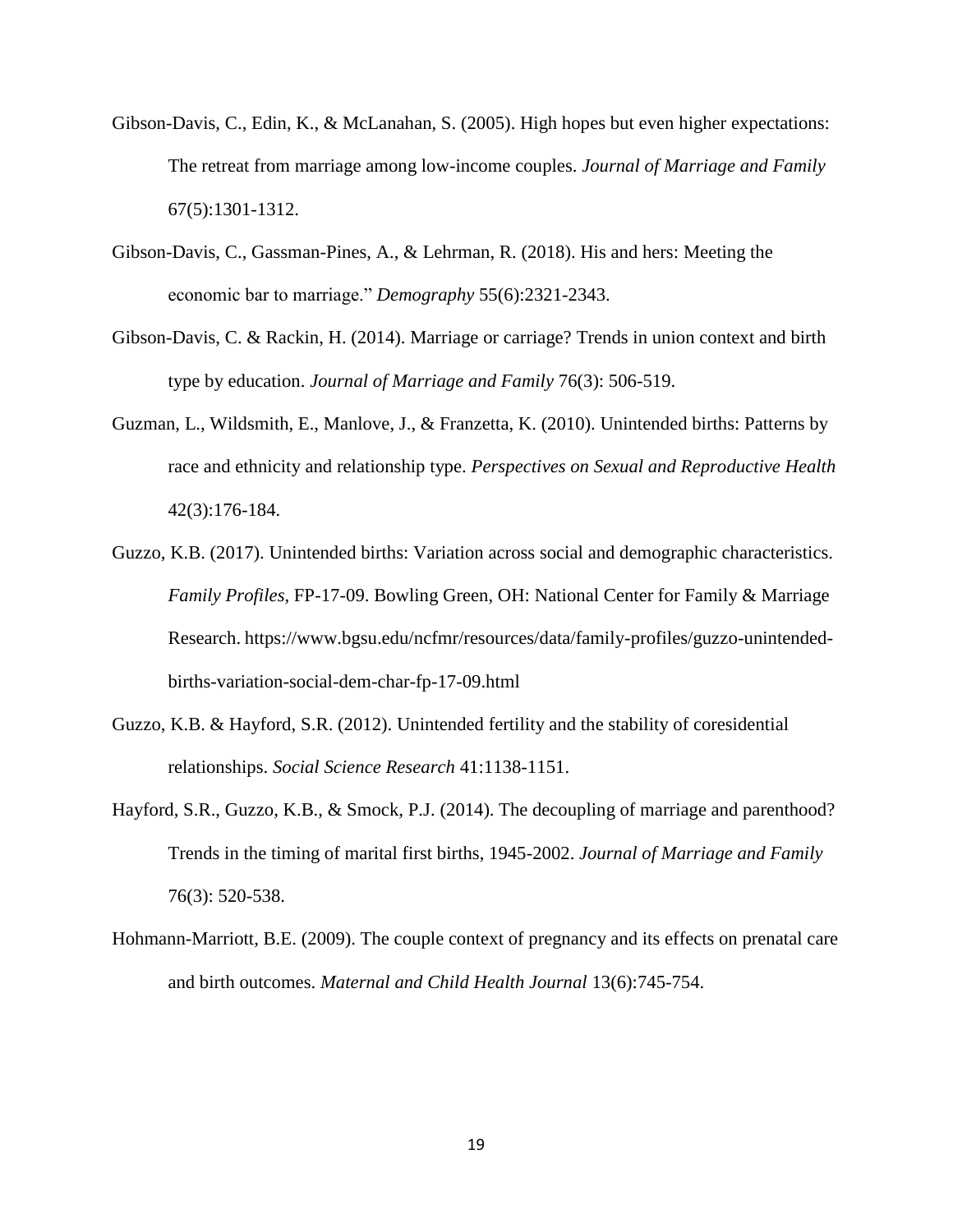Gibson-Davis, C., Edin, K., & McLanahan, S. (2005). High hopes but even higher expectations: The retreat from marriage among low-income couples. *Journal of Marriage and Family* 67(5):1301-1312.

Gibson-Davis, C., Gassman-Pines, A., & Lehrman, R. (2018). His and hers: Meeting the economic bar to marriage." *Demography* 55(6):2321-2343.

Gibson-Davis, C. & Rackin, H. (2014). Marriage or carriage? Trends in union context and birth type by education. *Journal of Marriage and Family* 76(3): 506-519.

Guzman, L., Wildsmith, E., Manlove, J., & Franzetta, K. (2010). Unintended births: Patterns by race and ethnicity and relationship type. *Perspectives on Sexual and Reproductive Health* 42(3):176-184.

Guzzo, K.B. (2017). Unintended births: Variation across social and demographic characteristics. *Family Profiles*, FP-17-09. Bowling Green, OH: National Center for Family & Marriage Research. https://www.bgsu.edu/ncfmr/resources/data/family-profiles/guzzo-unintended-births-variation-social-dem-char-fp-17-09.html

Guzzo, K.B. & Hayford, S.R. (2012). Unintended fertility and the stability of coresidential relationships. *Social Science Research* 41:1138-1151.

Hayford, S.R., Guzzo, K.B., & Smock, P.J. (2014). The decoupling of marriage and parenthood? Trends in the timing of marital first births, 1945-2002. *Journal of Marriage and Family* 76(3): 520-538.

Hohmann-Marriott, B.E. (2009). The couple context of pregnancy and its effects on prenatal care and birth outcomes. *Maternal and Child Health Journal* 13(6):745-754.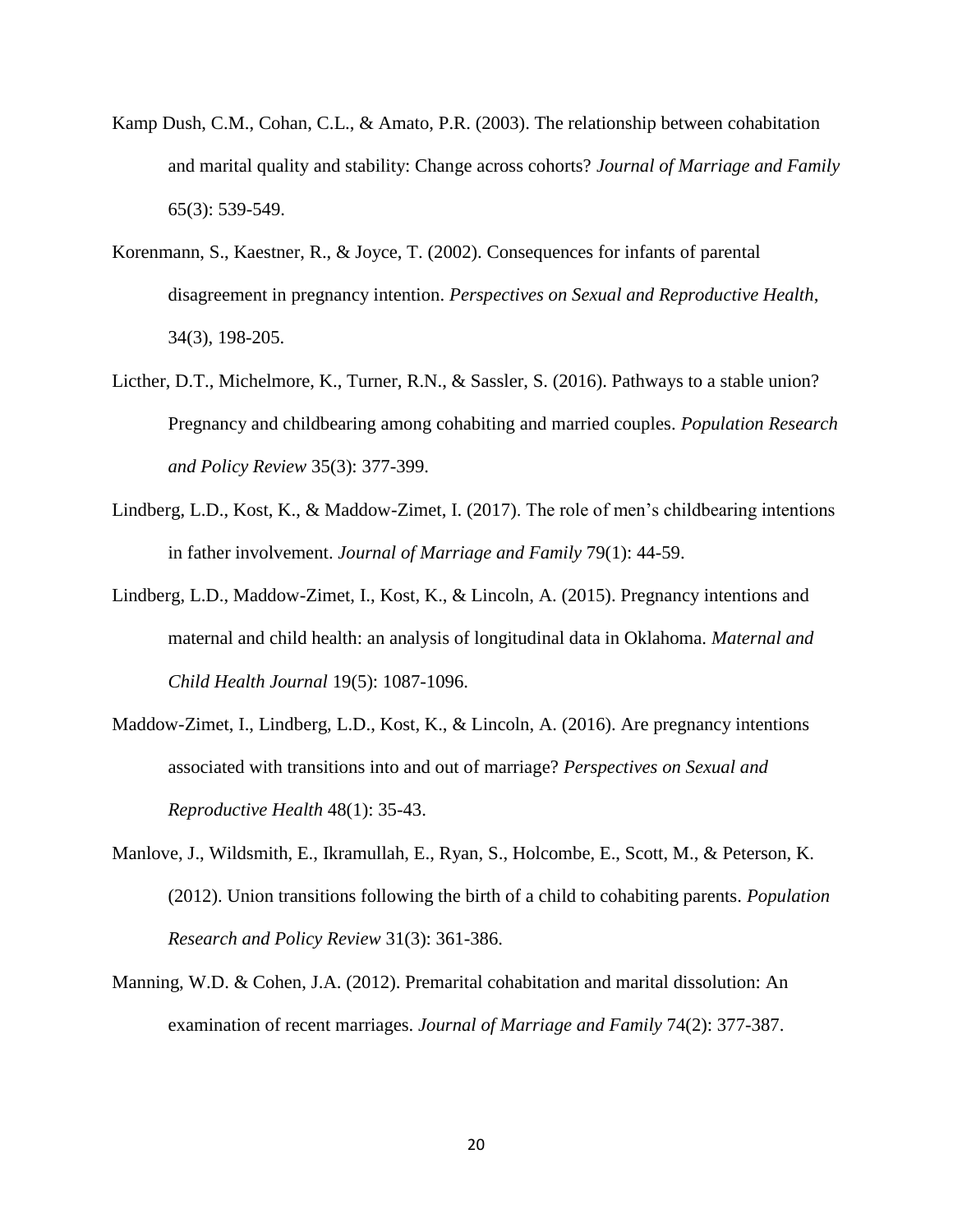Kamp Dush, C.M., Cohan, C.L., & Amato, P.R. (2003). The relationship between cohabitation and marital quality and stability: Change across cohorts? *Journal of Marriage and Family* 65(3): 539-549.

Korenmann, S., Kaestner, R., & Joyce, T. (2002). Consequences for infants of parental disagreement in pregnancy intention. *Perspectives on Sexual and Reproductive Health*, 34(3), 198-205.

Licther, D.T., Michelmore, K., Turner, R.N., & Sassler, S. (2016). Pathways to a stable union? Pregnancy and childbearing among cohabiting and married couples. *Population Research and Policy Review* 35(3): 377-399.

Lindberg, L.D., Kost, K., & Maddow-Zimet, I. (2017). The role of men's childbearing intentions in father involvement. *Journal of Marriage and Family* 79(1): 44-59.

Lindberg, L.D., Maddow-Zimet, I., Kost, K., & Lincoln, A. (2015). Pregnancy intentions and maternal and child health: an analysis of longitudinal data in Oklahoma. *Maternal and Child Health Journal* 19(5): 1087-1096.

Maddow-Zimet, I., Lindberg, L.D., Kost, K., & Lincoln, A. (2016). Are pregnancy intentions associated with transitions into and out of marriage? *Perspectives on Sexual and Reproductive Health* 48(1): 35-43.

Manlove, J., Wildsmith, E., Ikramullah, E., Ryan, S., Holcombe, E., Scott, M., & Peterson, K. (2012). Union transitions following the birth of a child to cohabiting parents. *Population Research and Policy Review* 31(3): 361-386.

Manning, W.D. & Cohen, J.A. (2012). Premarital cohabitation and marital dissolution: An examination of recent marriages. *Journal of Marriage and Family* 74(2): 377-387.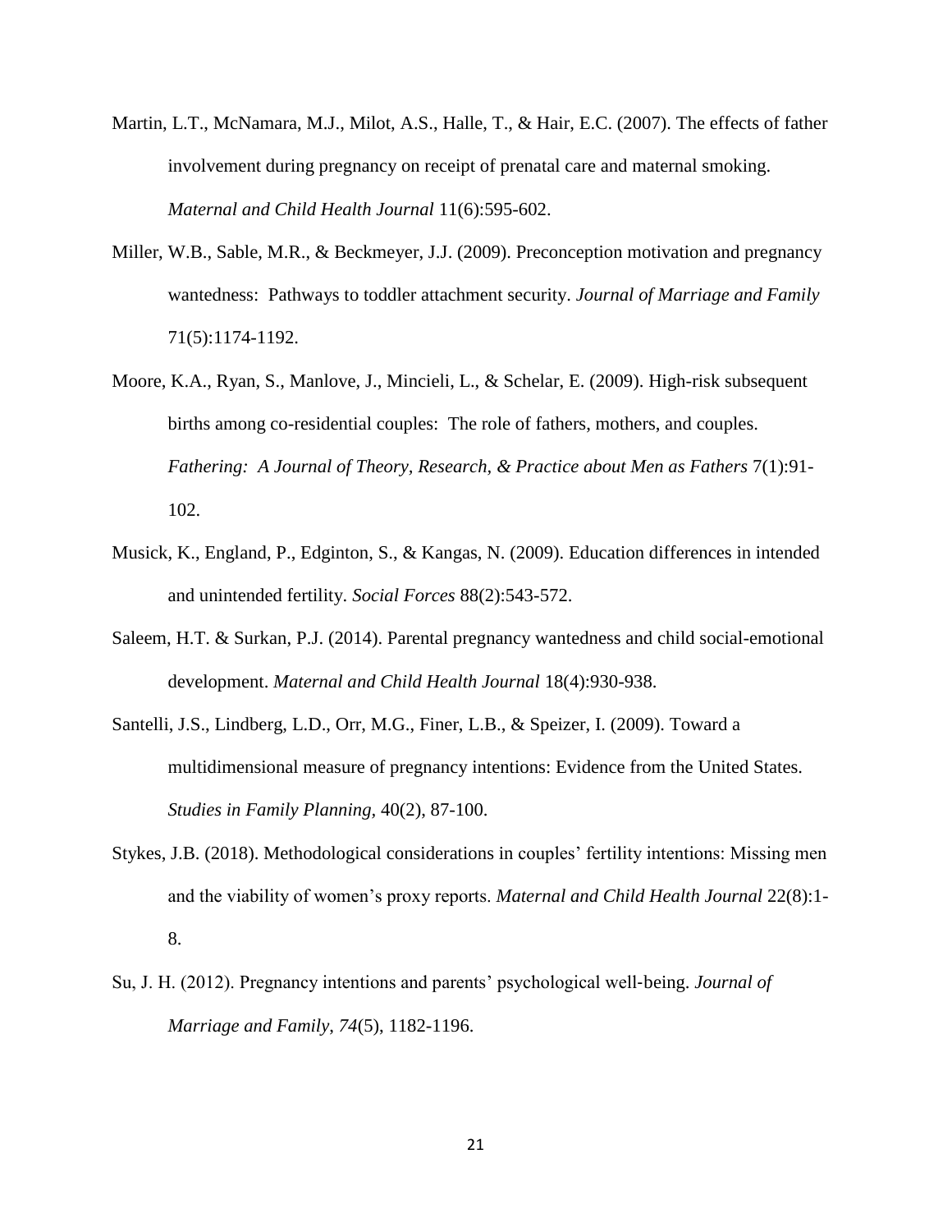Martin, L.T., McNamara, M.J., Milot, A.S., Halle, T., & Hair, E.C. (2007). The effects of father involvement during pregnancy on receipt of prenatal care and maternal smoking. *Maternal and Child Health Journal* 11(6):595-602.

Miller, W.B., Sable, M.R., & Beckmeyer, J.J. (2009). Preconception motivation and pregnancy wantedness: Pathways to toddler attachment security. *Journal of Marriage and Family* 71(5):1174-1192.

Moore, K.A., Ryan, S., Manlove, J., Mincieli, L., & Schelar, E. (2009). High-risk subsequent births among co-residential couples: The role of fathers, mothers, and couples. *Fathering: A Journal of Theory, Research, & Practice about Men as Fathers* 7(1):91-102.

Musick, K., England, P., Edgington, S., & Kangas, N. (2009). Education differences in intended and unintended fertility. *Social Forces* 88(2):543-572.

Saleem, H.T. & Surkan, P.J. (2014). Parental pregnancy wantedness and child social-emotional development. *Maternal and Child Health Journal* 18(4):930-938.

Santelli, J.S., Lindberg, L.D., Orr, M.G., Finer, L.B., & Speizer, I. (2009). Toward a multidimensional measure of pregnancy intentions: Evidence from the United States. *Studies in Family Planning*, 40(2), 87-100.

Stykes, J.B. (2018). Methodological considerations in couples' fertility intentions: Missing men and the viability of women's proxy reports. *Maternal and Child Health Journal* 22(8):1-8.

Su, J. H. (2012). Pregnancy intentions and parents' psychological well-being. *Journal of Marriage and Family*, *74*(5), 1182-1196.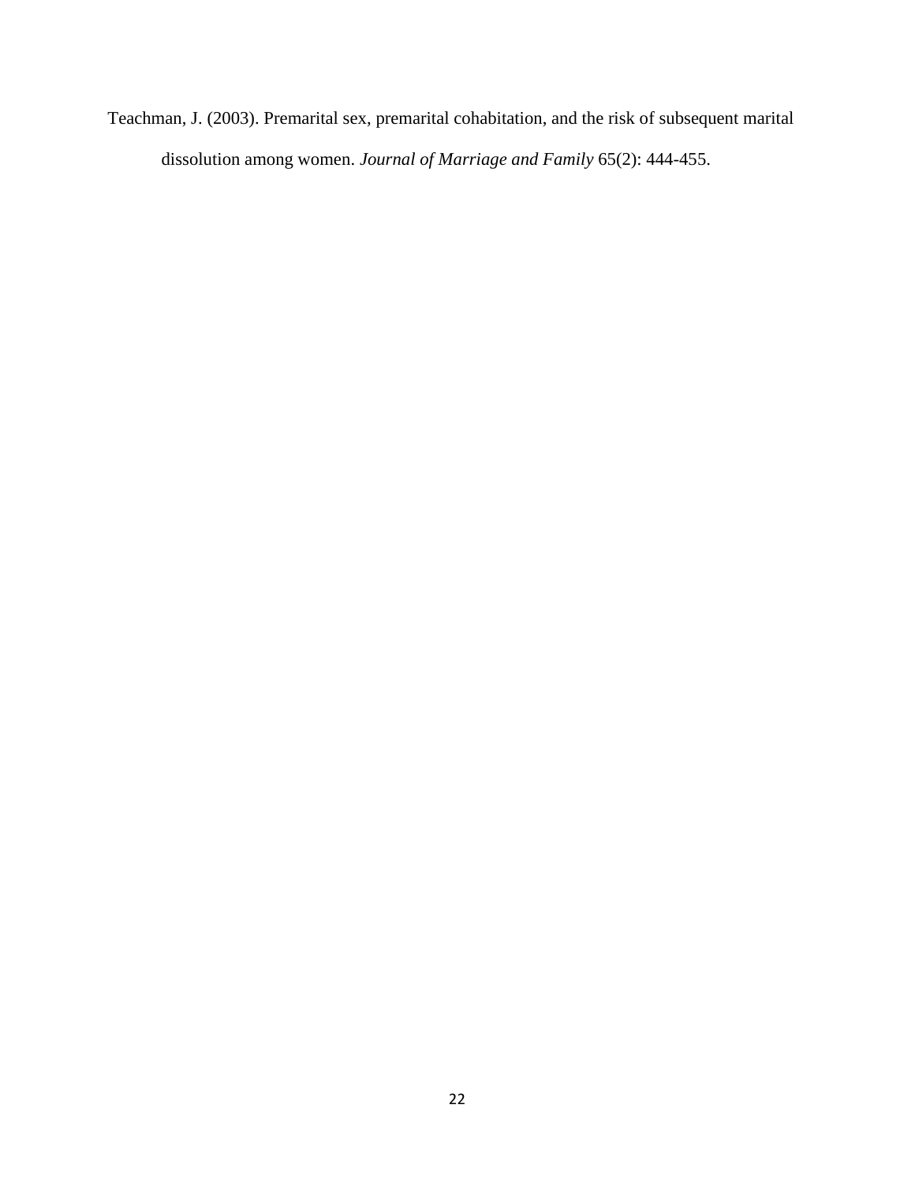Teachman, J. (2003). Premarital sex, premarital cohabitation, and the risk of subsequent marital dissolution among women. *Journal of Marriage and Family* 65(2): 444-455.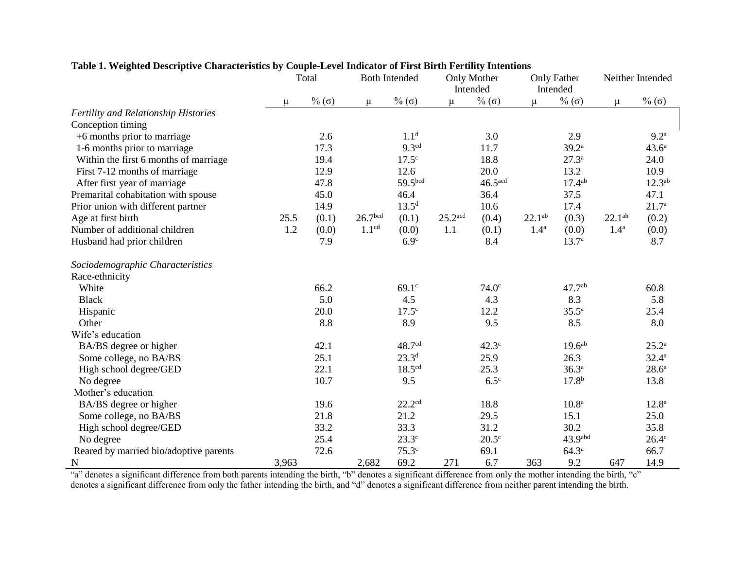**Table 1. Weighted Descriptive Characteristics by Couple-Level Indicator of First Birth Fertility Intentions**

| | Total | | Both Intended | | Only Mother Intended | | Only Father Intended | | Neither Intended | |
|---|---|---|---|---|---|---|---|---|---|---|
| | μ | % (σ) | μ | % (σ) | μ | % (σ) | μ | % (σ) | μ | % (σ) |
| *Fertility and Relationship Histories* | | | | | | | | | | |
| Conception timing | | | | | | | | | | |
| +6 months prior to marriage | | 2.6 | | 1.1[d] | | 3.0 | | 2.9 | | 9.2[a] |
| 1-6 months prior to marriage | | 17.3 | | 9.3[cd] | | 11.7 | | 39.2[a] | | 43.6[a] |
| Within the first 6 months of marriage | | 19.4 | | 17.5[c] | | 18.8 | | 27.3[a] | | 24.0 |
| First 7-12 months of marriage | | 12.9 | | 12.6 | | 20.0 | | 13.2 | | 10.9 |
| After first year of marriage | | 47.8 | | 59.5[bcd] | | 46.5[acd] | | 17.4[ab] | | 12.3[ab] |
| Premarital cohabitation with spouse | | 45.0 | | 46.4 | | 36.4 | | 37.5 | | 47.1 |
| Prior union with different partner | | 14.9 | | 13.5[d] | | 10.6 | | 17.4 | | 21.7[a] |
| Age at first birth | 25.5 | (0.1) | 26.7[bcd] | (0.1) | 25.2[acd] | (0.4) | 22.1[ab] | (0.3) | 22.1[ab] | (0.2) |
| Number of additional children | 1.2 | (0.0) | 1.1[cd] | (0.0) | 1.1 | (0.1) | 1.4[a] | (0.0) | 1.4[a] | (0.0) |
| Husband had prior children | | 7.9 | | 6.9[c] | | 8.4 | | 13.7[a] | | 8.7 |
| *Sociodemographic Characteristics* | | | | | | | | | | |
| Race-ethnicity | | | | | | | | | | |
| White | | 66.2 | | 69.1[c] | | 74.0[c] | | 47.7[ab] | | 60.8 |
| Black | | 5.0 | | 4.5 | | 4.3 | | 8.3 | | 5.8 |
| Hispanic | | 20.0 | | 17.5[c] | | 12.2 | | 35.5[a] | | 25.4 |
| Other | | 8.8 | | 8.9 | | 9.5 | | 8.5 | | 8.0 |
| Wife's education | | | | | | | | | | |
| BA/BS degree or higher | | 42.1 | | 48.7[cd] | | 42.3[c] | | 19.6[ab] | | 25.2[a] |
| Some college, no BA/BS | | 25.1 | | 23.3[d] | | 25.9 | | 26.3 | | 32.4[a] |
| High school degree/GED | | 22.1 | | 18.5[cd] | | 25.3 | | 36.3[a] | | 28.6[a] |
| No degree | | 10.7 | | 9.5 | | 6.5[c] | | 17.8[b] | | 13.8 |
| Mother's education | | | | | | | | | | |
| BA/BS degree or higher | | 19.6 | | 22.2[cd] | | 18.8 | | 10.8[a] | | 12.8[a] |
| Some college, no BA/BS | | 21.8 | | 21.2 | | 29.5 | | 15.1 | | 25.0 |
| High school degree/GED | | 33.2 | | 33.3 | | 31.2 | | 30.2 | | 35.8 |
| No degree | | 25.4 | | 23.3[c] | | 20.5[c] | | 43.9[abd] | | 26.4[c] |
| Reared by married bio/adoptive parents | | 72.6 | | 75.3[c] | | 69.1 | | 64.3[a] | | 66.7 |
| N | 3,963 | | 2,682 | 69.2 | 271 | 6.7 | 363 | 9.2 | 647 | 14.9 |

"a" denotes a significant difference from both parents intending the birth, "b" denotes a significant difference from only the mother intending the birth, "c" denotes a significant difference from only the father intending the birth, and "d" denotes a significant difference from neither parent intending the birth.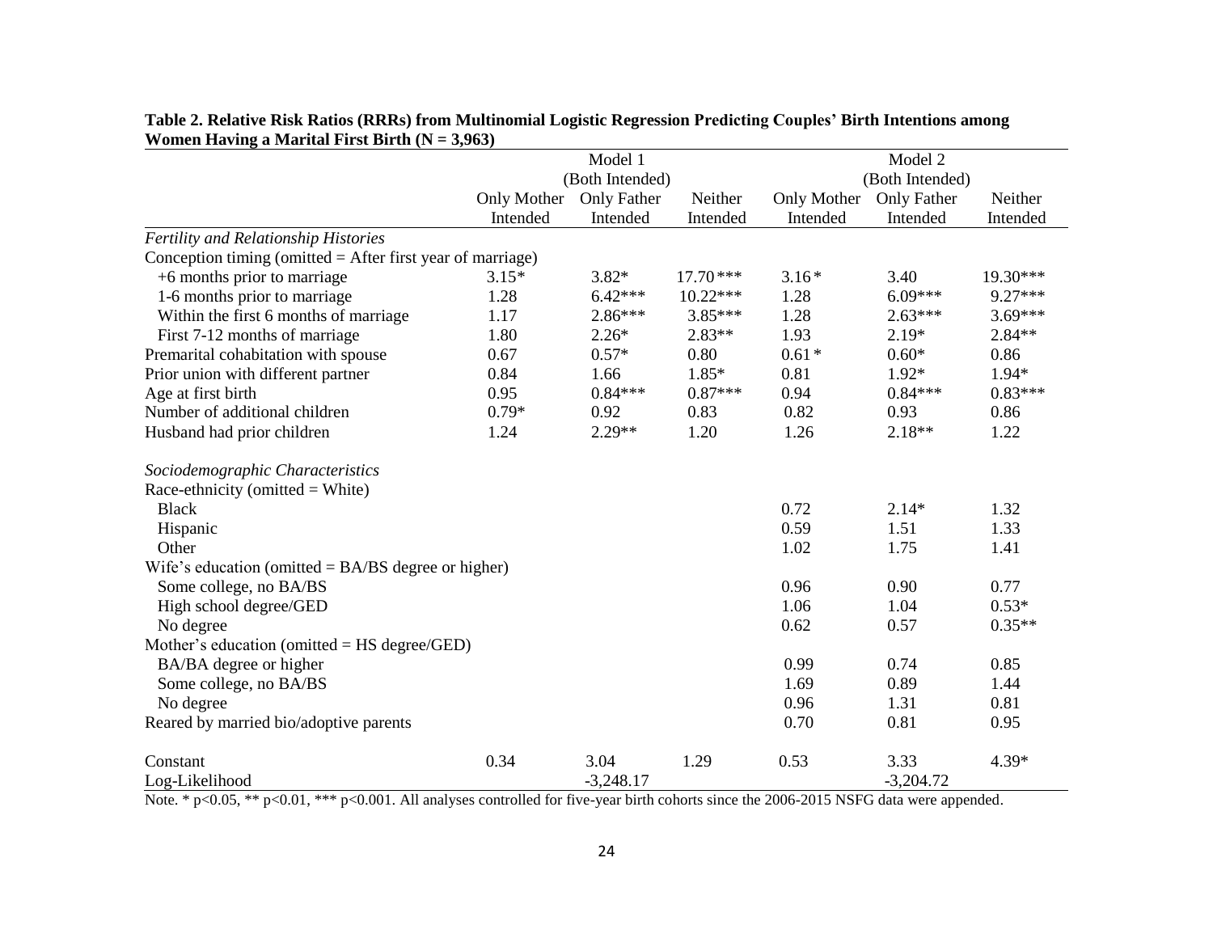**Table 2. Relative Risk Ratios (RRRs) from Multinomial Logistic Regression Predicting Couples' Birth Intentions among Women Having a Marital First Birth (N = 3,963)**

| | Model 1 (Both Intended) | | | Model 2 (Both Intended) | | |
|---|---|---|---|---|---|---|
| | Only Mother Intended | Only Father Intended | Neither Intended | Only Mother Intended | Only Father Intended | Neither Intended |
| *Fertility and Relationship Histories* | | | | | | |
| Conception timing (omitted = After first year of marriage) | | | | | | |
| +6 months prior to marriage | 3.15* | 3.82* | 17.70*** | 3.16* | 3.40 | 19.30*** |
| 1-6 months prior to marriage | 1.28 | 6.42*** | 10.22*** | 1.28 | 6.09*** | 9.27*** |
| Within the first 6 months of marriage | 1.17 | 2.86*** | 3.85*** | 1.28 | 2.63*** | 3.69*** |
| First 7-12 months of marriage | 1.80 | 2.26* | 2.83** | 1.93 | 2.19* | 2.84** |
| Premarital cohabitation with spouse | 0.67 | 0.57* | 0.80 | 0.61* | 0.60* | 0.86 |
| Prior union with different partner | 0.84 | 1.66 | 1.85* | 0.81 | 1.92* | 1.94* |
| Age at first birth | 0.95 | 0.84*** | 0.87*** | 0.94 | 0.84*** | 0.83*** |
| Number of additional children | 0.79* | 0.92 | 0.83 | 0.82 | 0.93 | 0.86 |
| Husband had prior children | 1.24 | 2.29** | 1.20 | 1.26 | 2.18** | 1.22 |
| *Sociodemographic Characteristics* | | | | | | |
| Race-ethnicity (omitted = White) | | | | | | |
| Black | | | | 0.72 | 2.14* | 1.32 |
| Hispanic | | | | 0.59 | 1.51 | 1.33 |
| Other | | | | 1.02 | 1.75 | 1.41 |
| Wife's education (omitted = BA/BS degree or higher) | | | | | | |
| Some college, no BA/BS | | | | 0.96 | 0.90 | 0.77 |
| High school degree/GED | | | | 1.06 | 1.04 | 0.53* |
| No degree | | | | 0.62 | 0.57 | 0.35** |
| Mother's education (omitted = HS degree/GED) | | | | | | |
| BA/BA degree or higher | | | | 0.99 | 0.74 | 0.85 |
| Some college, no BA/BS | | | | 1.69 | 0.89 | 1.44 |
| No degree | | | | 0.96 | 1.31 | 0.81 |
| Reared by married bio/adoptive parents | | | | 0.70 | 0.81 | 0.95 |
| Constant | 0.34 | 3.04 | 1.29 | 0.53 | 3.33 | 4.39* |
| Log-Likelihood | | -3,248.17 | | | -3,204.72 | |

Note. * p<0.05, ** p<0.01, *** p<0.001. All analyses controlled for five-year birth cohorts since the 2006-2015 NSFG data were appended.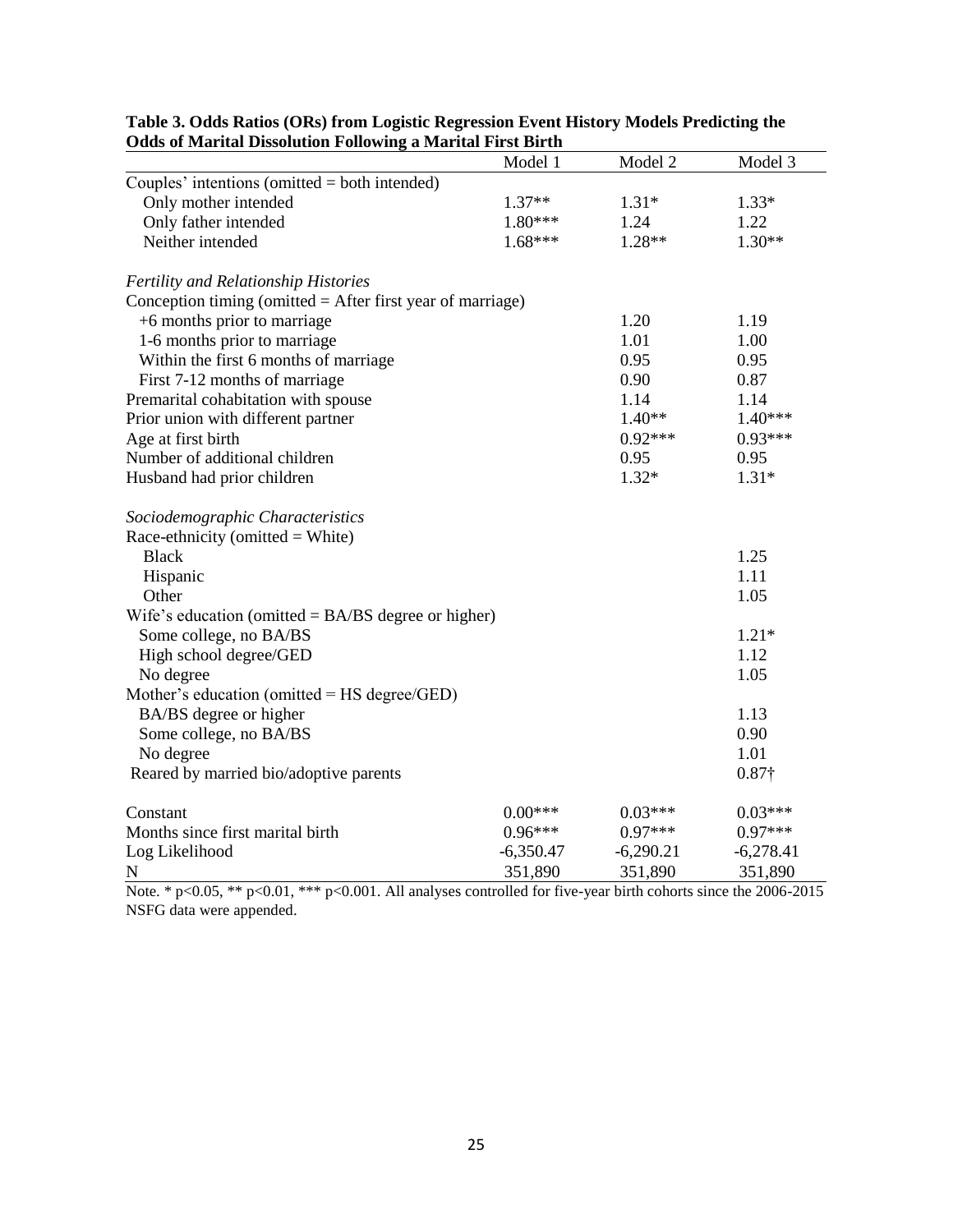**Table 3. Odds Ratios (ORs) from Logistic Regression Event History Models Predicting the Odds of Marital Dissolution Following a Marital First Birth**

| | Model 1 | Model 2 | Model 3 |
|---|---|---|---|
| Couples' intentions (omitted = both intended) | | | |
| Only mother intended | 1.37** | 1.31* | 1.33* |
| Only father intended | 1.80*** | 1.24 | 1.22 |
| Neither intended | 1.68*** | 1.28** | 1.30** |
| *Fertility and Relationship Histories* | | | |
| Conception timing (omitted = After first year of marriage) | | | |
| +6 months prior to marriage | | 1.20 | 1.19 |
| 1-6 months prior to marriage | | 1.01 | 1.00 |
| Within the first 6 months of marriage | | 0.95 | 0.95 |
| First 7-12 months of marriage | | 0.90 | 0.87 |
| Premarital cohabitation with spouse | | 1.14 | 1.14 |
| Prior union with different partner | | 1.40** | 1.40*** |
| Age at first birth | | 0.92*** | 0.93*** |
| Number of additional children | | 0.95 | 0.95 |
| Husband had prior children | | 1.32* | 1.31* |
| *Sociodemographic Characteristics* | | | |
| Race-ethnicity (omitted = White) | | | |
| Black | | | 1.25 |
| Hispanic | | | 1.11 |
| Other | | | 1.05 |
| Wife's education (omitted = BA/BS degree or higher) | | | |
| Some college, no BA/BS | | | 1.21* |
| High school degree/GED | | | 1.12 |
| No degree | | | 1.05 |
| Mother's education (omitted = HS degree/GED) | | | |
| BA/BS degree or higher | | | 1.13 |
| Some college, no BA/BS | | | 0.90 |
| No degree | | | 1.01 |
| Reared by married bio/adoptive parents | | | 0.87† |
| Constant | 0.00*** | 0.03*** | 0.03*** |
| Months since first marital birth | 0.96*** | 0.97*** | 0.97*** |
| Log Likelihood | -6,350.47 | -6,290.21 | -6,278.41 |
| N | 351,890 | 351,890 | 351,890 |

Note. * p<0.05, ** p<0.01, *** p<0.001. All analyses controlled for five-year birth cohorts since the 2006-2015 NSFG data were appended.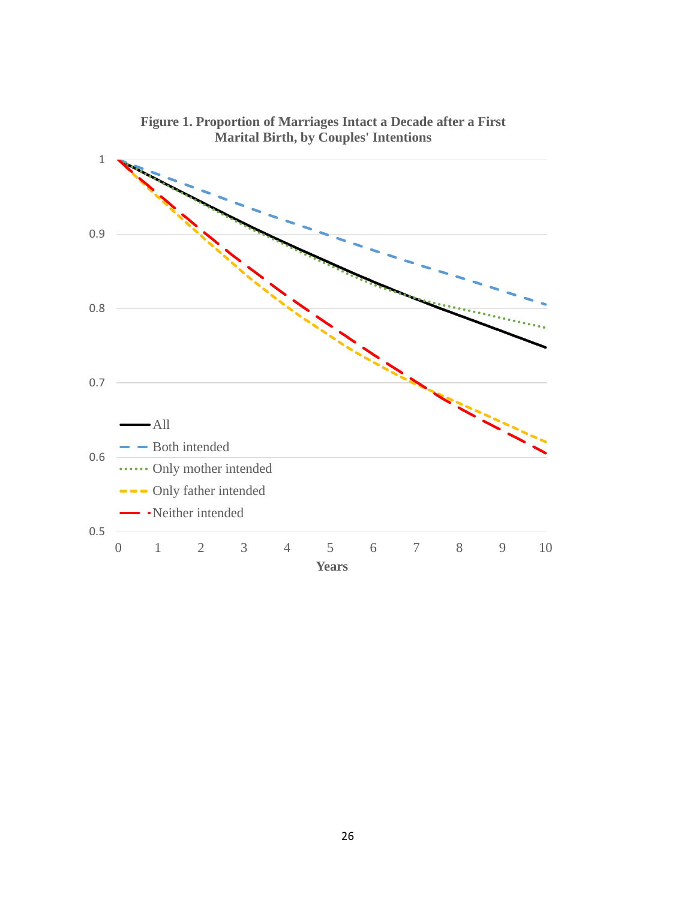**Figure 1. Proportion of Marriages Intact a Decade after a First Marital Birth, by Couples' Intentions**

1
0.9
0.8
0.7
0.6
0.5

0 1 2 3 4 5 6 7 8 9 10

Years

All
Both intended
Only mother intended
Only father intended
Neither intended